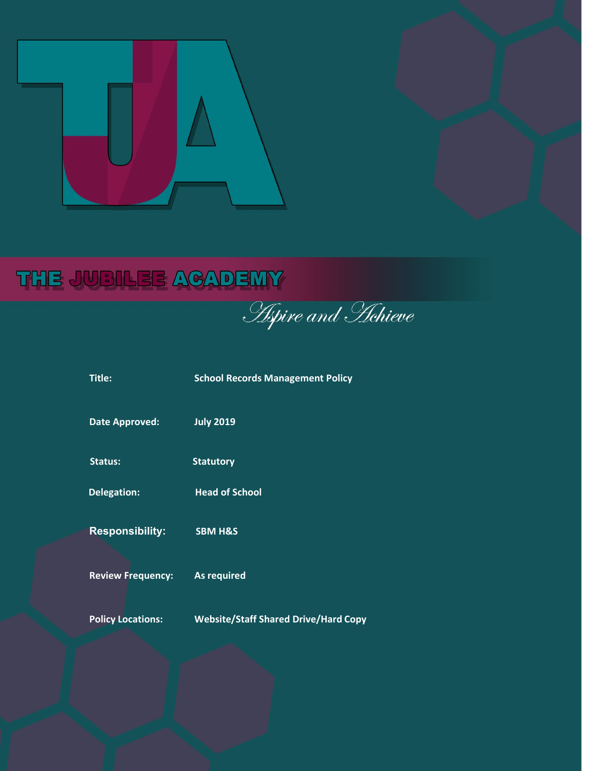# THE JUBILEE ACADEMY

*Aspire and Achieve*

| | |
|---|---|
| **Title:** | **School Records Management Policy** |
| **Date Approved:** | **July 2019** |
| **Status:** | **Statutory** |
| **Delegation:** | **Head of School** |
| **Responsibility:** | **SBM H&S** |
| **Review Frequency:** | **As required** |
| **Policy Locations:** | **Website/Staff Shared Drive/Hard Copy** |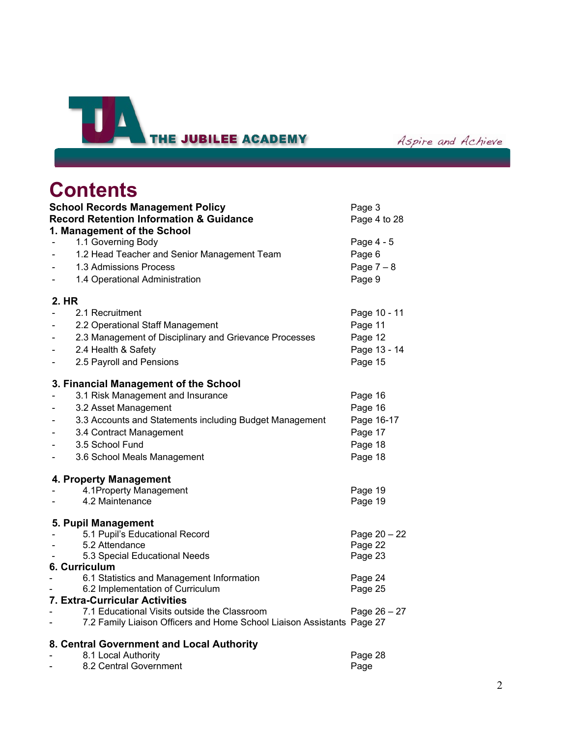THE JUBILEE ACADEMY

*Aspire and Achieve*

# Contents

| | |
|---|---|
| **School Records Management Policy** | Page 3 |
| **Record Retention Information & Guidance** | Page 4 to 28 |
| **1. Management of the School** | |
| - 1.1 Governing Body | Page 4 - 5 |
| - 1.2 Head Teacher and Senior Management Team | Page 6 |
| - 1.3 Admissions Process | Page 7 – 8 |
| - 1.4 Operational Administration | Page 9 |
| **2. HR** | |
| - 2.1 Recruitment | Page 10 - 11 |
| - 2.2 Operational Staff Management | Page 11 |
| - 2.3 Management of Disciplinary and Grievance Processes | Page 12 |
| - 2.4 Health & Safety | Page 13 - 14 |
| - 2.5 Payroll and Pensions | Page 15 |
| **3. Financial Management of the School** | |
| - 3.1 Risk Management and Insurance | Page 16 |
| - 3.2 Asset Management | Page 16 |
| - 3.3 Accounts and Statements including Budget Management | Page 16-17 |
| - 3.4 Contract Management | Page 17 |
| - 3.5 School Fund | Page 18 |
| - 3.6 School Meals Management | Page 18 |
| **4. Property Management** | |
| - 4.1Property Management | Page 19 |
| - 4.2 Maintenance | Page 19 |
| **5. Pupil Management** | |
| - 5.1 Pupil's Educational Record | Page 20 – 22 |
| - 5.2 Attendance | Page 22 |
| - 5.3 Special Educational Needs | Page 23 |
| **6. Curriculum** | |
| - 6.1 Statistics and Management Information | Page 24 |
| - 6.2 Implementation of Curriculum | Page 25 |
| **7. Extra-Curricular Activities** | |
| - 7.1 Educational Visits outside the Classroom | Page 26 – 27 |
| - 7.2 Family Liaison Officers and Home School Liaison Assistants | Page 27 |
| **8. Central Government and Local Authority** | |
| - 8.1 Local Authority | Page 28 |
| - 8.2 Central Government | Page |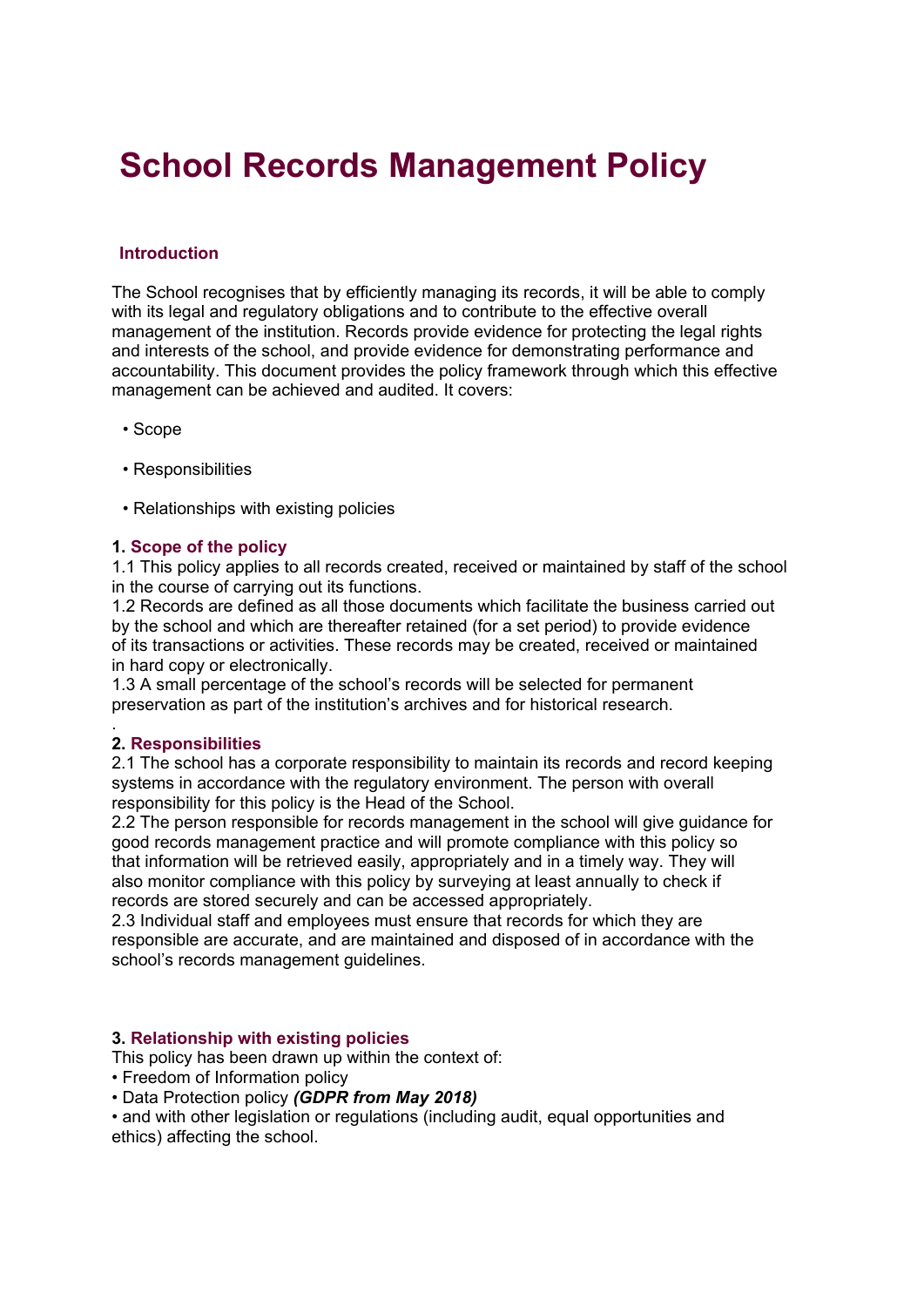# School Records Management Policy

### Introduction

The School recognises that by efficiently managing its records, it will be able to comply with its legal and regulatory obligations and to contribute to the effective overall management of the institution. Records provide evidence for protecting the legal rights and interests of the school, and provide evidence for demonstrating performance and accountability. This document provides the policy framework through which this effective management can be achieved and audited. It covers:

- Scope
- Responsibilities
- Relationships with existing policies

### 1. Scope of the policy

1.1 This policy applies to all records created, received or maintained by staff of the school in the course of carrying out its functions.
1.2 Records are defined as all those documents which facilitate the business carried out by the school and which are thereafter retained (for a set period) to provide evidence of its transactions or activities. These records may be created, received or maintained in hard copy or electronically.
1.3 A small percentage of the school's records will be selected for permanent preservation as part of the institution's archives and for historical research.

.

### 2. Responsibilities

2.1 The school has a corporate responsibility to maintain its records and record keeping systems in accordance with the regulatory environment. The person with overall responsibility for this policy is the Head of the School.
2.2 The person responsible for records management in the school will give guidance for good records management practice and will promote compliance with this policy so that information will be retrieved easily, appropriately and in a timely way. They will also monitor compliance with this policy by surveying at least annually to check if records are stored securely and can be accessed appropriately.
2.3 Individual staff and employees must ensure that records for which they are responsible are accurate, and are maintained and disposed of in accordance with the school's records management guidelines.

### 3. Relationship with existing policies

This policy has been drawn up within the context of:

- Freedom of Information policy
- Data Protection policy ***(GDPR from May 2018)***
- and with other legislation or regulations (including audit, equal opportunities and ethics) affecting the school.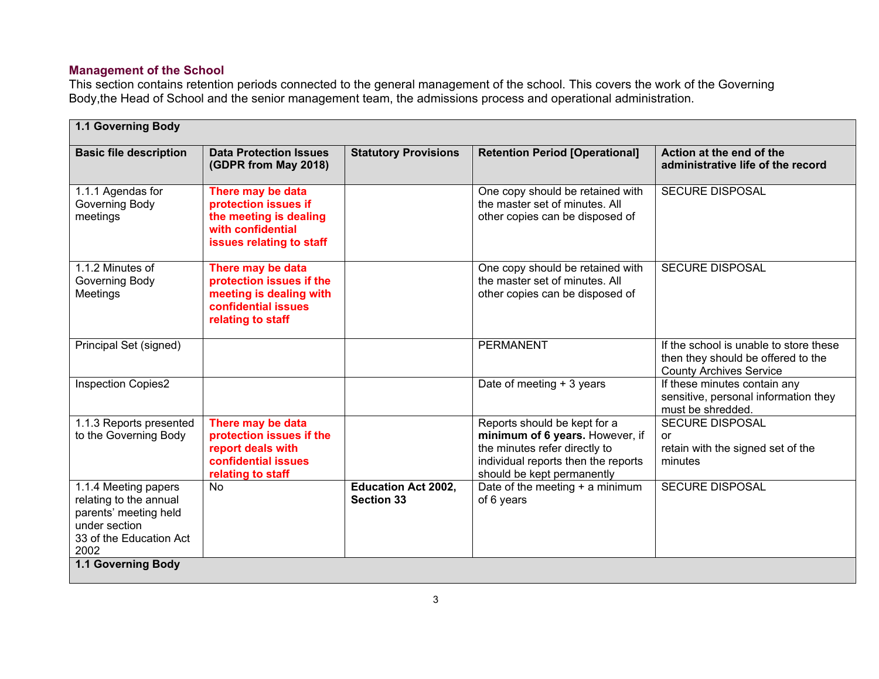### Management of the School

This section contains retention periods connected to the general management of the school. This covers the work of the Governing Body,the Head of School and the senior management team, the admissions process and operational administration.

| **1.1 Governing Body** | | | | |
|---|---|---|---|---|
| **Basic file description** | **Data Protection Issues (GDPR from May 2018)** | **Statutory Provisions** | **Retention Period [Operational]** | **Action at the end of the administrative life of the record** |
| 1.1.1 Agendas for Governing Body meetings | **There may be data protection issues if the meeting is dealing with confidential issues relating to staff** | | One copy should be retained with the master set of minutes. All other copies can be disposed of | SECURE DISPOSAL |
| 1.1.2 Minutes of Governing Body Meetings | **There may be data protection issues if the meeting is dealing with confidential issues relating to staff** | | One copy should be retained with the master set of minutes. All other copies can be disposed of | SECURE DISPOSAL |
| Principal Set (signed) | | | PERMANENT | If the school is unable to store these then they should be offered to the County Archives Service |
| Inspection Copies2 | | | Date of meeting + 3 years | If these minutes contain any sensitive, personal information they must be shredded. |
| 1.1.3 Reports presented to the Governing Body | **There may be data protection issues if the report deals with confidential issues relating to staff** | | Reports should be kept for a **minimum of 6 years.** However, if the minutes refer directly to individual reports then the reports should be kept permanently | SECURE DISPOSAL or retain with the signed set of the minutes |
| 1.1.4 Meeting papers relating to the annual parents' meeting held under section 33 of the Education Act 2002 | No | **Education Act 2002, Section 33** | Date of the meeting + a minimum of 6 years | SECURE DISPOSAL |
| **1.1 Governing Body** | | | | |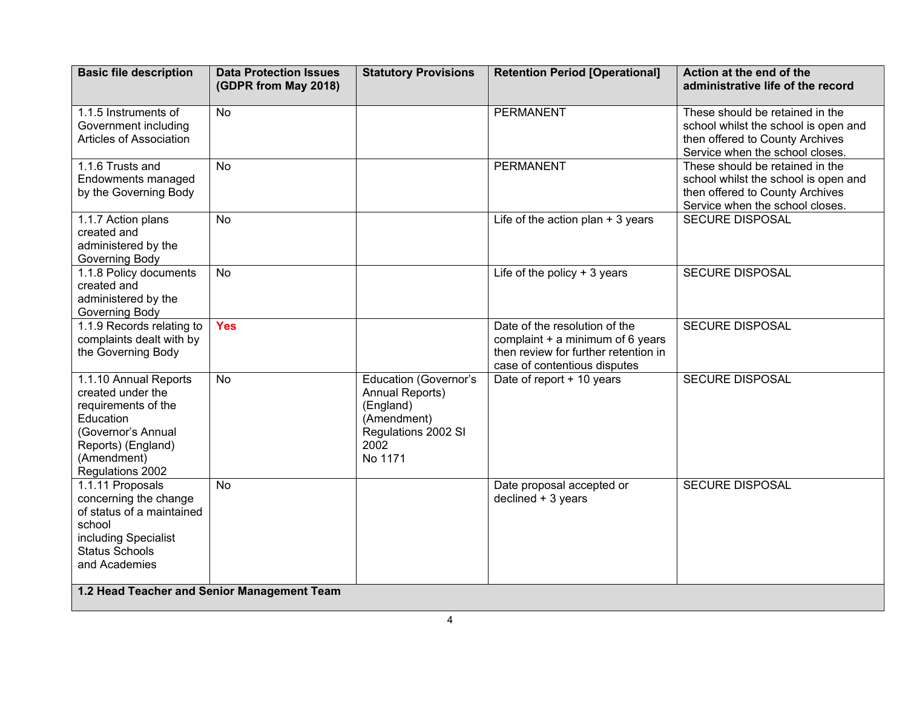| Basic file description | Data Protection Issues (GDPR from May 2018) | Statutory Provisions | Retention Period [Operational] | Action at the end of the administrative life of the record |
|---|---|---|---|---|
| 1.1.5 Instruments of Government including Articles of Association | No | | PERMANENT | These should be retained in the school whilst the school is open and then offered to County Archives Service when the school closes. |
| 1.1.6 Trusts and Endowments managed by the Governing Body | No | | PERMANENT | These should be retained in the school whilst the school is open and then offered to County Archives Service when the school closes. |
| 1.1.7 Action plans created and administered by the Governing Body | No | | Life of the action plan + 3 years | SECURE DISPOSAL |
| 1.1.8 Policy documents created and administered by the Governing Body | No | | Life of the policy + 3 years | SECURE DISPOSAL |
| 1.1.9 Records relating to complaints dealt with by the Governing Body | **Yes** | | Date of the resolution of the complaint + a minimum of 6 years then review for further retention in case of contentious disputes | SECURE DISPOSAL |
| 1.1.10 Annual Reports created under the requirements of the Education (Governor's Annual Reports) (England) (Amendment) Regulations 2002 | No | Education (Governor's Annual Reports) (England) (Amendment) Regulations 2002 SI 2002 No 1171 | Date of report + 10 years | SECURE DISPOSAL |
| 1.1.11 Proposals concerning the change of status of a maintained school including Specialist Status Schools and Academies | No | | Date proposal accepted or declined + 3 years | SECURE DISPOSAL |
| **1.2 Head Teacher and Senior Management Team** | | | | |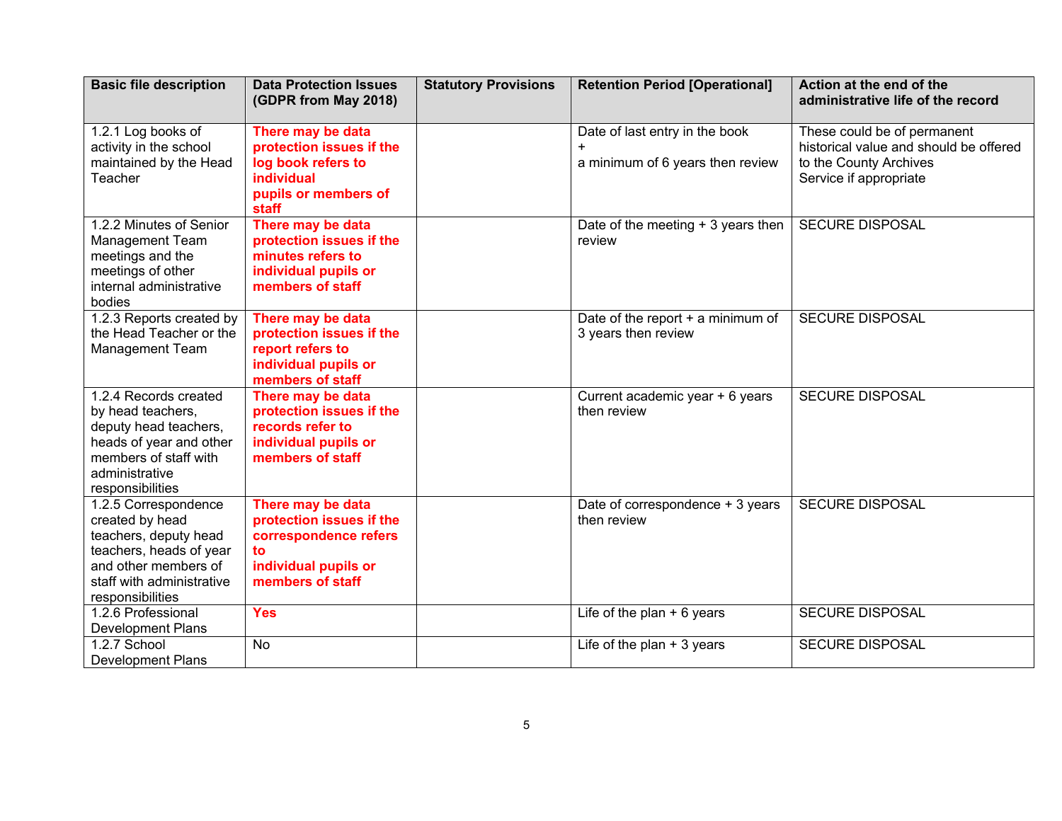| Basic file description | Data Protection Issues (GDPR from May 2018) | Statutory Provisions | Retention Period [Operational] | Action at the end of the administrative life of the record |
|---|---|---|---|---|
| 1.2.1 Log books of activity in the school maintained by the Head Teacher | **There may be data protection issues if the log book refers to individual pupils or members of staff** | | Date of last entry in the book + a minimum of 6 years then review | These could be of permanent historical value and should be offered to the County Archives Service if appropriate |
| 1.2.2 Minutes of Senior Management Team meetings and the meetings of other internal administrative bodies | **There may be data protection issues if the minutes refers to individual pupils or members of staff** | | Date of the meeting + 3 years then review | SECURE DISPOSAL |
| 1.2.3 Reports created by the Head Teacher or the Management Team | **There may be data protection issues if the report refers to individual pupils or members of staff** | | Date of the report + a minimum of 3 years then review | SECURE DISPOSAL |
| 1.2.4 Records created by head teachers, deputy head teachers, heads of year and other members of staff with administrative responsibilities | **There may be data protection issues if the records refer to individual pupils or members of staff** | | Current academic year + 6 years then review | SECURE DISPOSAL |
| 1.2.5 Correspondence created by head teachers, deputy head teachers, heads of year and other members of staff with administrative responsibilities | **There may be data protection issues if the correspondence refers to individual pupils or members of staff** | | Date of correspondence + 3 years then review | SECURE DISPOSAL |
| 1.2.6 Professional Development Plans | **Yes** | | Life of the plan + 6 years | SECURE DISPOSAL |
| 1.2.7 School Development Plans | No | | Life of the plan + 3 years | SECURE DISPOSAL |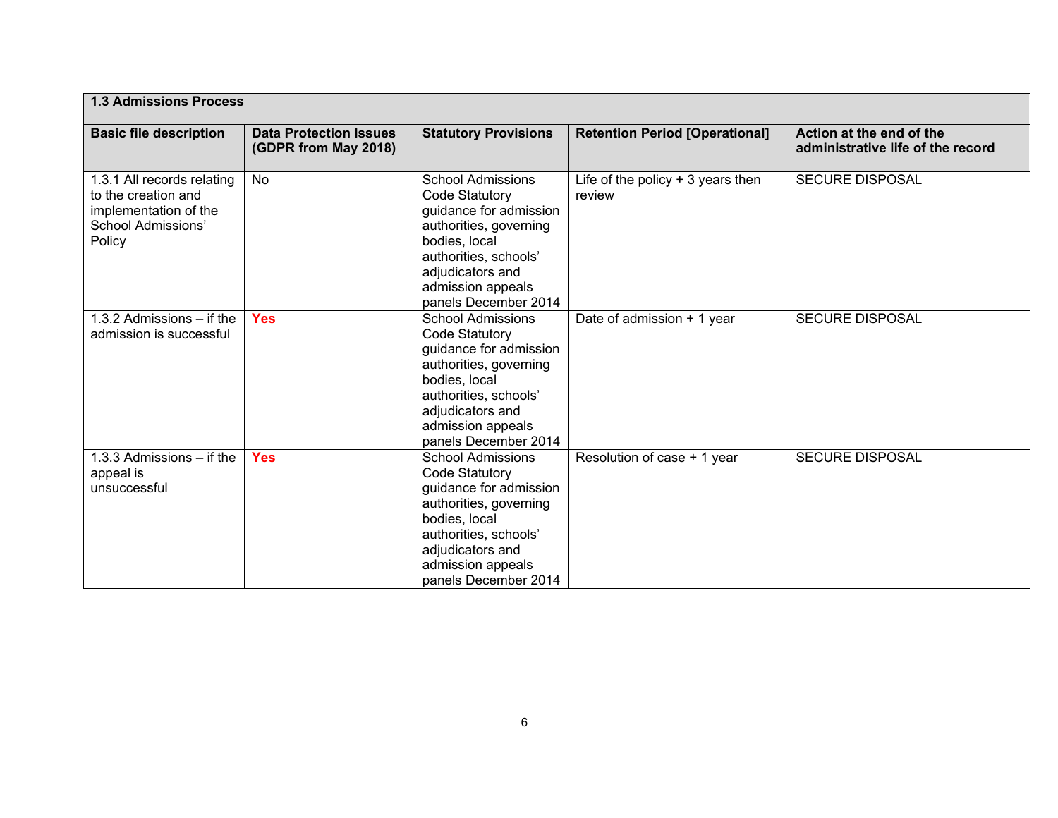| 1.3 Admissions Process | | | | |
|---|---|---|---|---|
| **Basic file description** | **Data Protection Issues (GDPR from May 2018)** | **Statutory Provisions** | **Retention Period [Operational]** | **Action at the end of the administrative life of the record** |
| 1.3.1 All records relating to the creation and implementation of the School Admissions' Policy | No | School Admissions Code Statutory guidance for admission authorities, governing bodies, local authorities, schools' adjudicators and admission appeals panels December 2014 | Life of the policy + 3 years then review | SECURE DISPOSAL |
| 1.3.2 Admissions – if the admission is successful | **Yes** | School Admissions Code Statutory guidance for admission authorities, governing bodies, local authorities, schools' adjudicators and admission appeals panels December 2014 | Date of admission + 1 year | SECURE DISPOSAL |
| 1.3.3 Admissions – if the appeal is unsuccessful | **Yes** | School Admissions Code Statutory guidance for admission authorities, governing bodies, local authorities, schools' adjudicators and admission appeals panels December 2014 | Resolution of case + 1 year | SECURE DISPOSAL |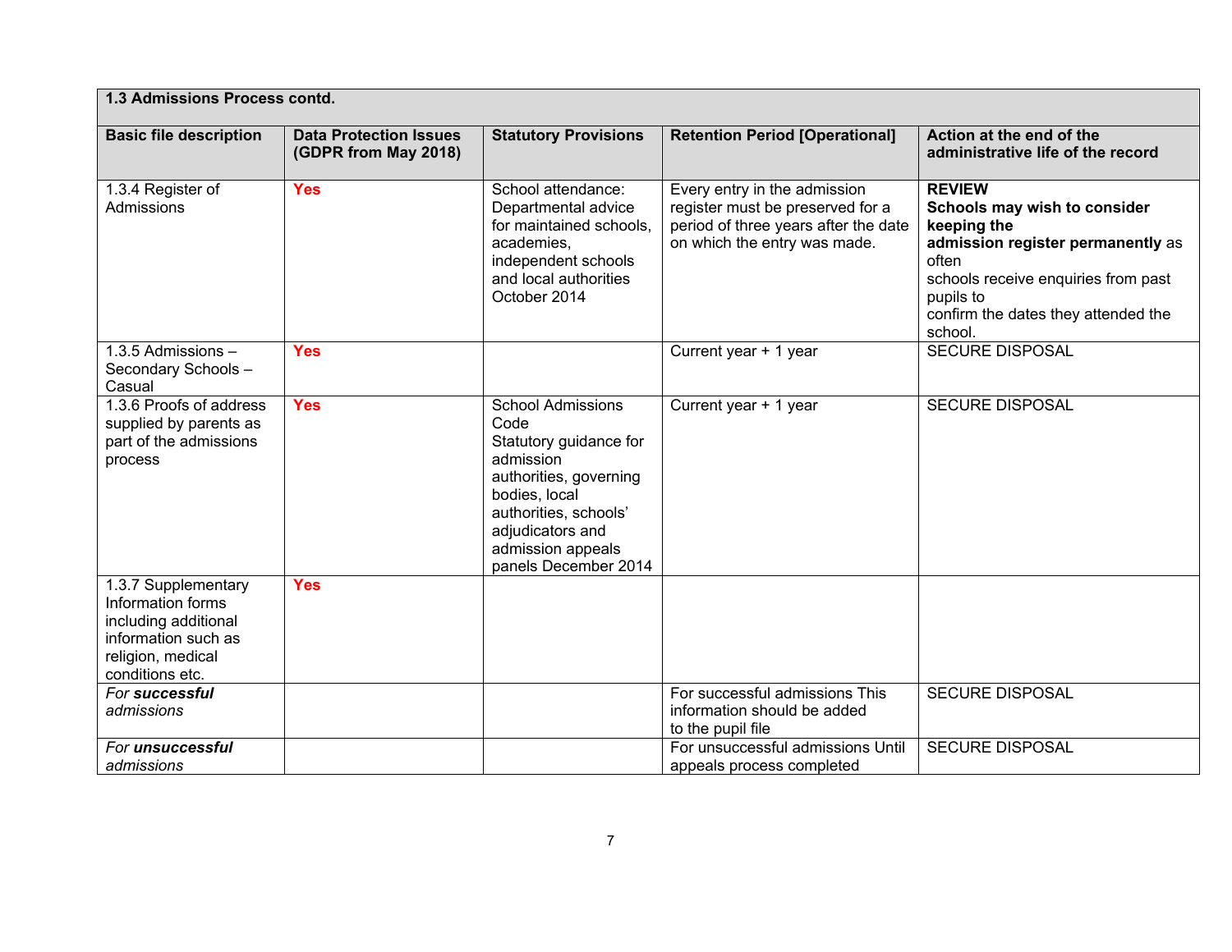| 1.3 Admissions Process contd. | | | | |
|---|---|---|---|---|
| **Basic file description** | **Data Protection Issues (GDPR from May 2018)** | **Statutory Provisions** | **Retention Period [Operational]** | **Action at the end of the administrative life of the record** |
| 1.3.4 Register of Admissions | **Yes** | School attendance: Departmental advice for maintained schools, academies, independent schools and local authorities October 2014 | Every entry in the admission register must be preserved for a period of three years after the date on which the entry was made. | **REVIEW** **Schools may wish to consider keeping the admission register permanently** as often schools receive enquiries from past pupils to confirm the dates they attended the school. |
| 1.3.5 Admissions – Secondary Schools – Casual | **Yes** | | Current year + 1 year | SECURE DISPOSAL |
| 1.3.6 Proofs of address supplied by parents as part of the admissions process | **Yes** | School Admissions Code Statutory guidance for admission authorities, governing bodies, local authorities, schools' adjudicators and admission appeals panels December 2014 | Current year + 1 year | SECURE DISPOSAL |
| 1.3.7 Supplementary Information forms including additional information such as religion, medical conditions etc. | **Yes** | | | |
| *For **successful** admissions* | | | For successful admissions This information should be added to the pupil file | SECURE DISPOSAL |
| *For **unsuccessful** admissions* | | | For unsuccessful admissions Until appeals process completed | SECURE DISPOSAL |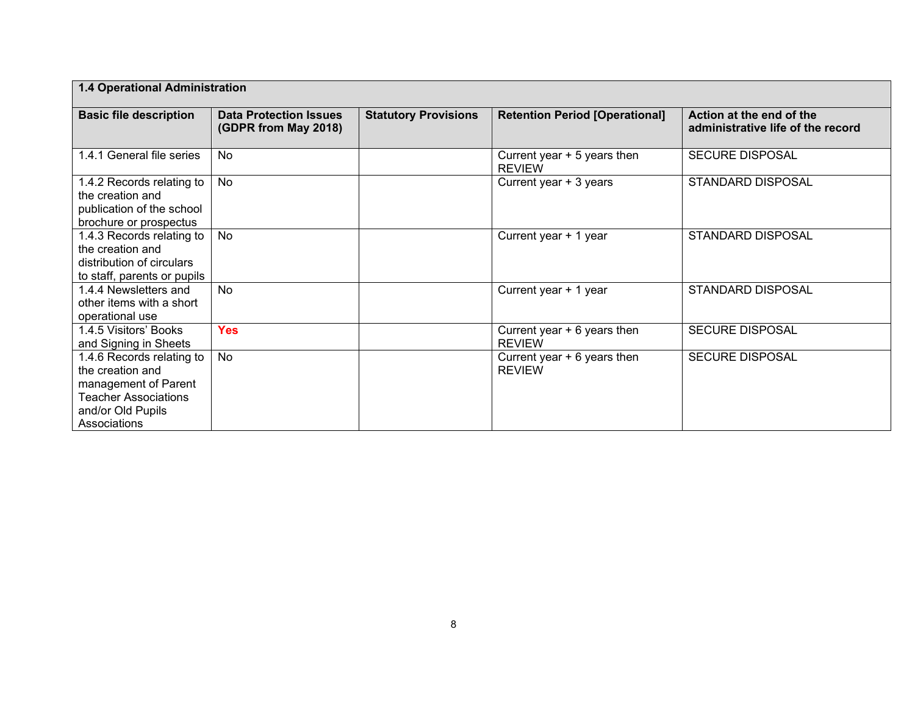| 1.4 Operational Administration | | | | |
|---|---|---|---|---|
| **Basic file description** | **Data Protection Issues (GDPR from May 2018)** | **Statutory Provisions** | **Retention Period [Operational]** | **Action at the end of the administrative life of the record** |
| 1.4.1 General file series | No | | Current year + 5 years then REVIEW | SECURE DISPOSAL |
| 1.4.2 Records relating to the creation and publication of the school brochure or prospectus | No | | Current year + 3 years | STANDARD DISPOSAL |
| 1.4.3 Records relating to the creation and distribution of circulars to staff, parents or pupils | No | | Current year + 1 year | STANDARD DISPOSAL |
| 1.4.4 Newsletters and other items with a short operational use | No | | Current year + 1 year | STANDARD DISPOSAL |
| 1.4.5 Visitors' Books and Signing in Sheets | **Yes** | | Current year + 6 years then REVIEW | SECURE DISPOSAL |
| 1.4.6 Records relating to the creation and management of Parent Teacher Associations and/or Old Pupils Associations | No | | Current year + 6 years then REVIEW | SECURE DISPOSAL |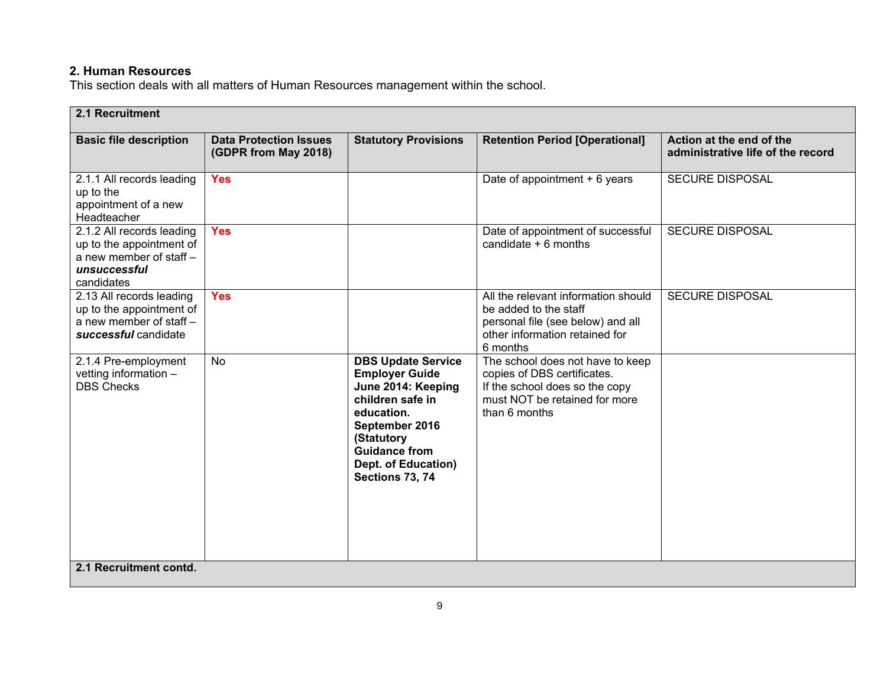## 2. Human Resources

This section deals with all matters of Human Resources management within the school.

| **2.1 Recruitment** | | | | |
|---|---|---|---|---|
| **Basic file description** | **Data Protection Issues (GDPR from May 2018)** | **Statutory Provisions** | **Retention Period [Operational]** | **Action at the end of the administrative life of the record** |
| 2.1.1 All records leading up to the appointment of a new Headteacher | **Yes** | | Date of appointment + 6 years | SECURE DISPOSAL |
| 2.1.2 All records leading up to the appointment of a new member of staff – ***unsuccessful*** candidates | **Yes** | | Date of appointment of successful candidate + 6 months | SECURE DISPOSAL |
| 2.13 All records leading up to the appointment of a new member of staff – ***successful*** candidate | **Yes** | | All the relevant information should be added to the staff personal file (see below) and all other information retained for 6 months | SECURE DISPOSAL |
| 2.1.4 Pre-employment vetting information – DBS Checks | No | **DBS Update Service Employer Guide June 2014: Keeping children safe in education. September 2016 (Statutory Guidance from Dept. of Education) Sections 73, 74** | The school does not have to keep copies of DBS certificates. If the school does so the copy must NOT be retained for more than 6 months | |
| **2.1 Recruitment contd.** | | | | |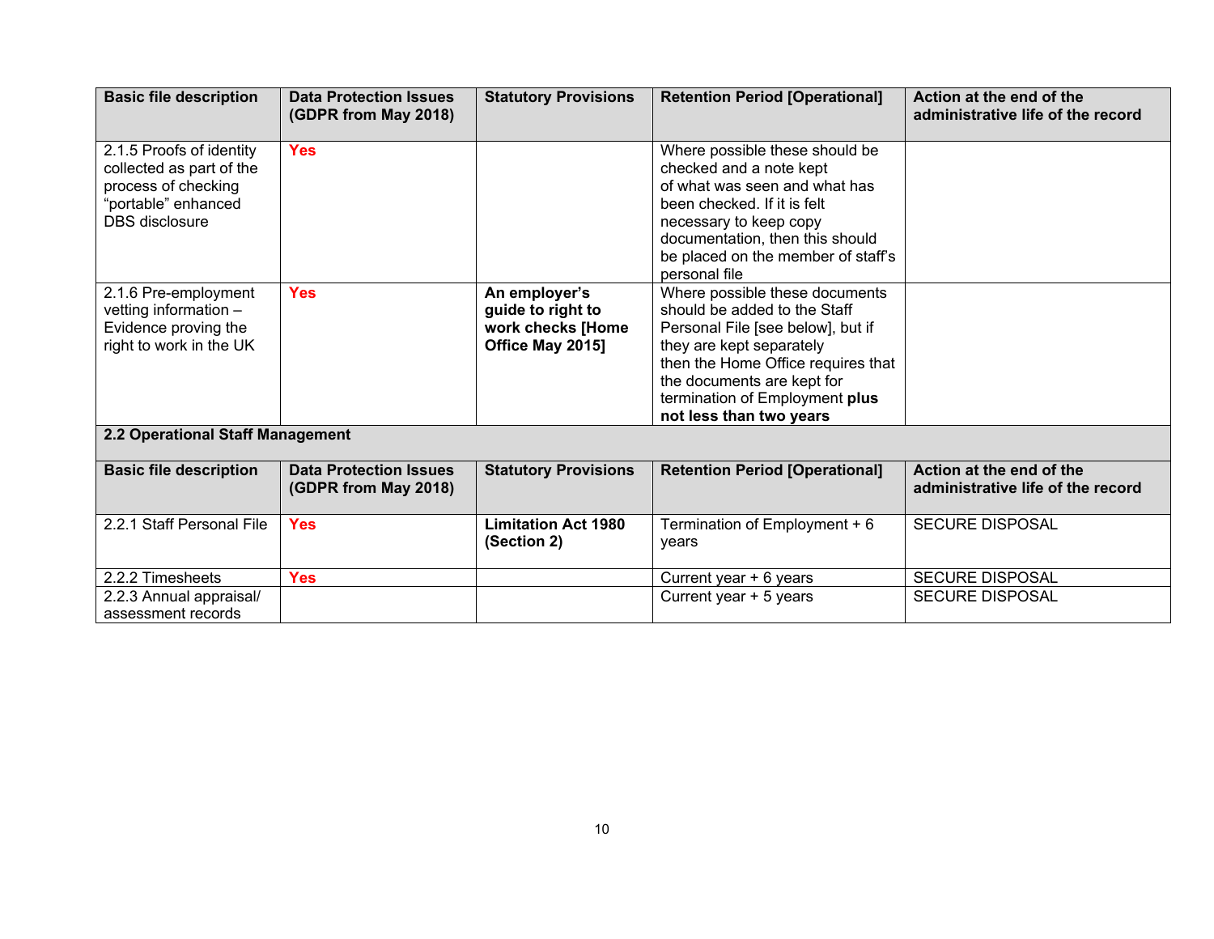| Basic file description | Data Protection Issues (GDPR from May 2018) | Statutory Provisions | Retention Period [Operational] | Action at the end of the administrative life of the record |
|---|---|---|---|---|
| 2.1.5 Proofs of identity collected as part of the process of checking "portable" enhanced DBS disclosure | **Yes** | | Where possible these should be checked and a note kept of what was seen and what has been checked. If it is felt necessary to keep copy documentation, then this should be placed on the member of staff's personal file | |
| 2.1.6 Pre-employment vetting information – Evidence proving the right to work in the UK | **Yes** | **An employer's guide to right to work checks [Home Office May 2015]** | Where possible these documents should be added to the Staff Personal File [see below], but if they are kept separately then the Home Office requires that the documents are kept for termination of Employment **plus not less than two years** | |

**2.2 Operational Staff Management**

| Basic file description | Data Protection Issues (GDPR from May 2018) | Statutory Provisions | Retention Period [Operational] | Action at the end of the administrative life of the record |
|---|---|---|---|---|
| 2.2.1 Staff Personal File | **Yes** | **Limitation Act 1980 (Section 2)** | Termination of Employment + 6 years | SECURE DISPOSAL |
| 2.2.2 Timesheets | **Yes** | | Current year + 6 years | SECURE DISPOSAL |
| 2.2.3 Annual appraisal/ assessment records | | | Current year + 5 years | SECURE DISPOSAL |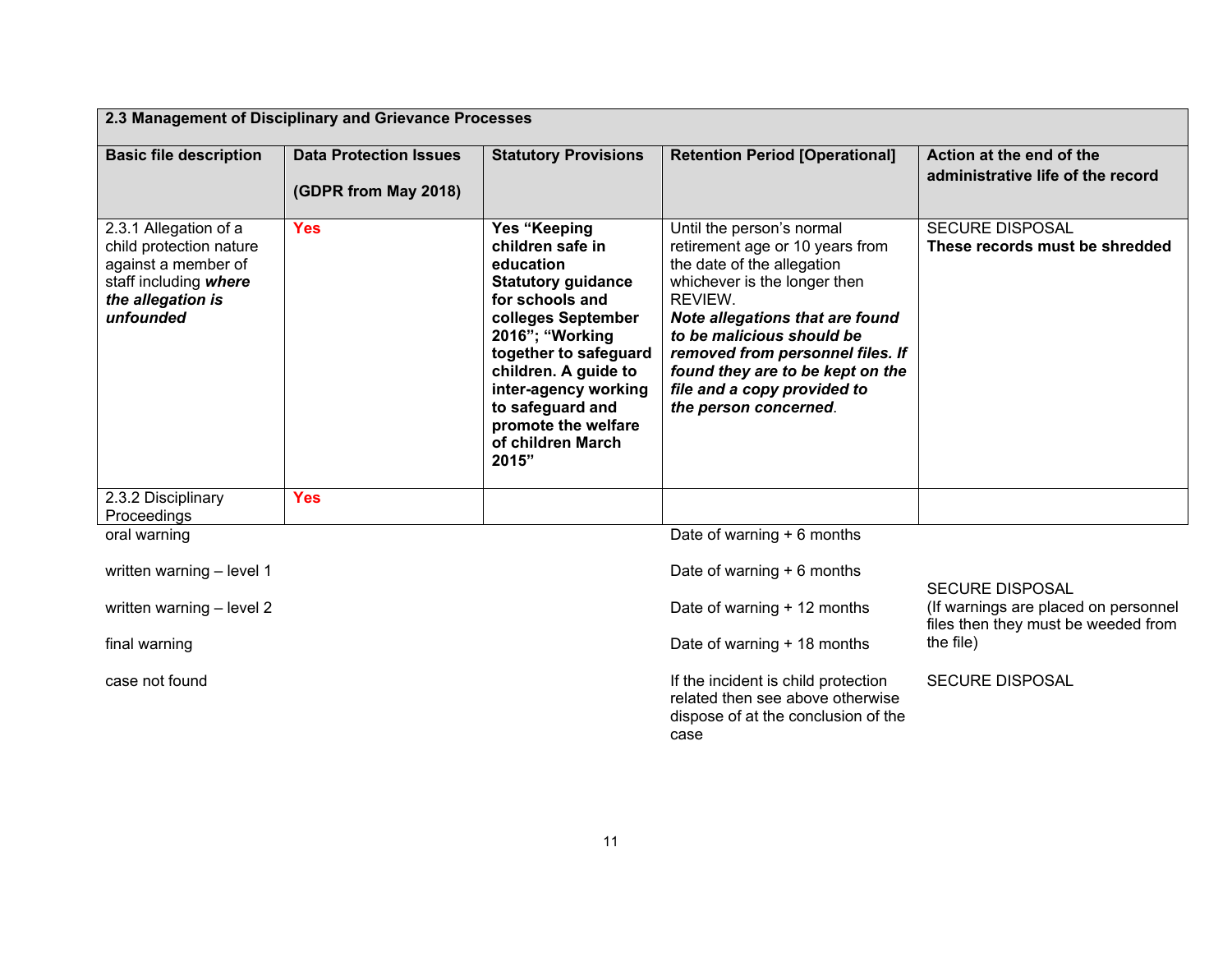| 2.3 Management of Disciplinary and Grievance Processes | | | | |
|---|---|---|---|---|
| **Basic file description** | **Data Protection Issues (GDPR from May 2018)** | **Statutory Provisions** | **Retention Period [Operational]** | **Action at the end of the administrative life of the record** |
| 2.3.1 Allegation of a child protection nature against a member of staff including ***where the allegation is unfounded*** | **Yes** | **Yes "Keeping children safe in education Statutory guidance for schools and colleges September 2016"; "Working together to safeguard children. A guide to inter-agency working to safeguard and promote the welfare of children March 2015"** | Until the person's normal retirement age or 10 years from the date of the allegation whichever is the longer then REVIEW. ***Note allegations that are found to be malicious should be removed from personnel files. If found they are to be kept on the file and a copy provided to the person concerned.*** | SECURE DISPOSAL **These records must be shredded** |
| 2.3.2 Disciplinary Proceedings | **Yes** | | | |
| oral warning | | | Date of warning + 6 months | SECURE DISPOSAL (If warnings are placed on personnel files then they must be weeded from the file) |
| written warning – level 1 | | | Date of warning + 6 months | |
| written warning – level 2 | | | Date of warning + 12 months | |
| final warning | | | Date of warning + 18 months | |
| case not found | | | If the incident is child protection related then see above otherwise dispose of at the conclusion of the case | SECURE DISPOSAL |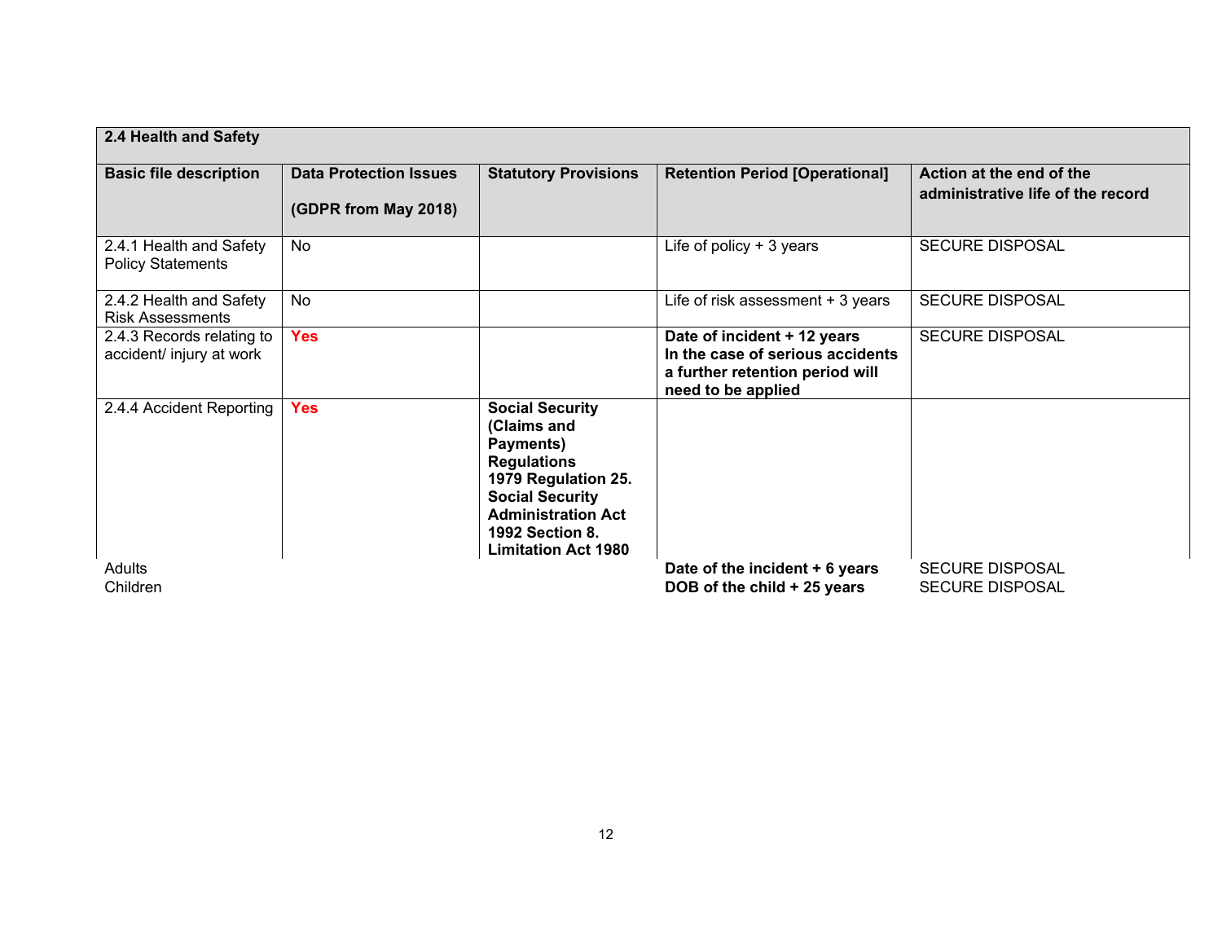| 2.4 Health and Safety | | | | |
|---|---|---|---|---|
| **Basic file description** | **Data Protection Issues** **(GDPR from May 2018)** | **Statutory Provisions** | **Retention Period [Operational]** | **Action at the end of the administrative life of the record** |
| 2.4.1 Health and Safety Policy Statements | No | | Life of policy + 3 years | SECURE DISPOSAL |
| 2.4.2 Health and Safety Risk Assessments | No | | Life of risk assessment + 3 years | SECURE DISPOSAL |
| 2.4.3 Records relating to accident/ injury at work | **Yes** | | **Date of incident + 12 years In the case of serious accidents a further retention period will need to be applied** | SECURE DISPOSAL |
| 2.4.4 Accident Reporting | **Yes** | **Social Security (Claims and Payments) Regulations 1979 Regulation 25. Social Security Administration Act 1992 Section 8. Limitation Act 1980** | | |
| Adults | | | **Date of the incident + 6 years** | SECURE DISPOSAL |
| Children | | | **DOB of the child + 25 years** | SECURE DISPOSAL |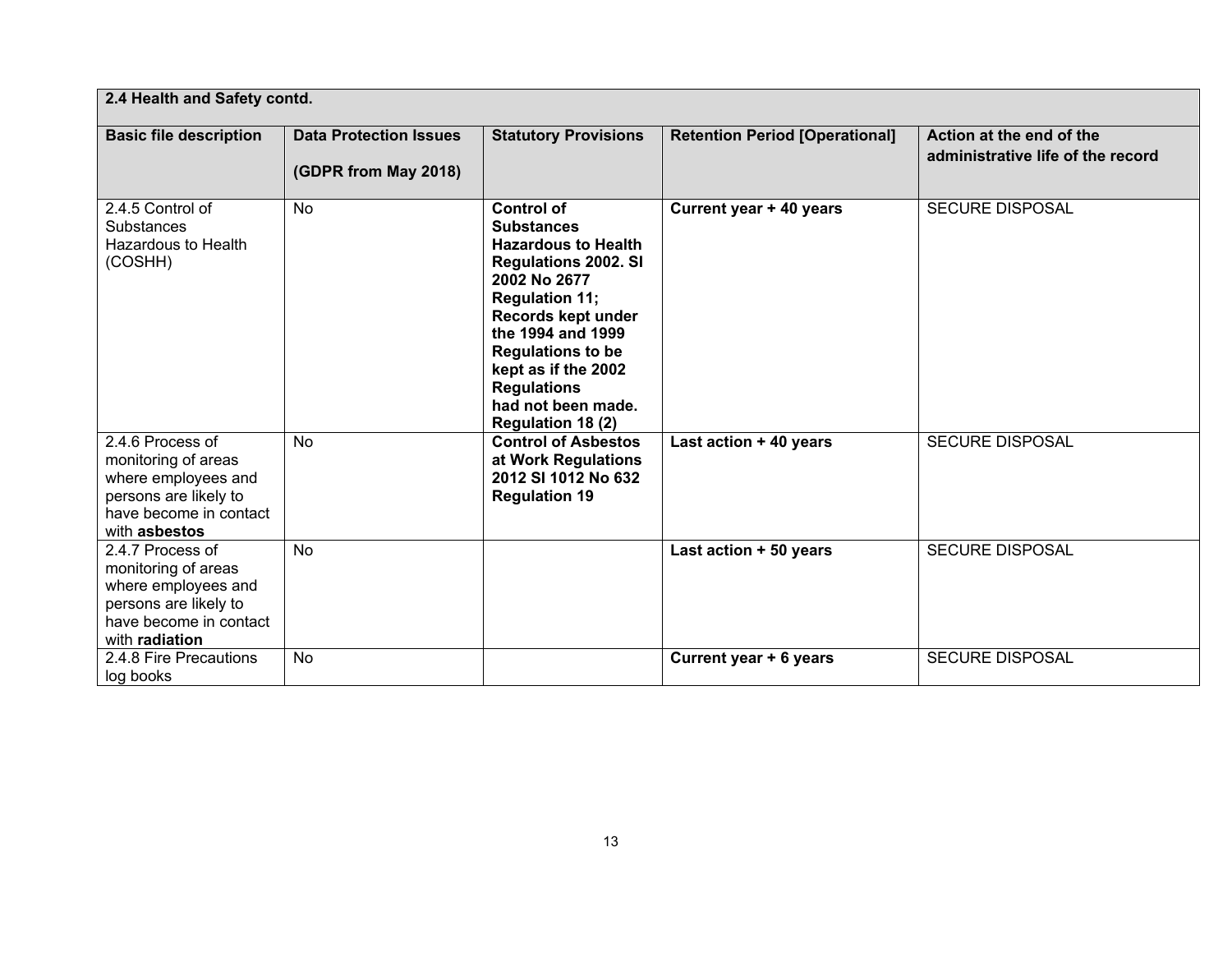| 2.4 Health and Safety contd. | | | | |
|---|---|---|---|---|
| **Basic file description** | **Data Protection Issues**<br><br>**(GDPR from May 2018)** | **Statutory Provisions** | **Retention Period [Operational]** | **Action at the end of the administrative life of the record** |
| 2.4.5 Control of Substances Hazardous to Health (COSHH) | No | **Control of Substances Hazardous to Health Regulations 2002. SI 2002 No 2677 Regulation 11; Records kept under the 1994 and 1999 Regulations to be kept as if the 2002 Regulations had not been made. Regulation 18 (2)** | **Current year + 40 years** | SECURE DISPOSAL |
| 2.4.6 Process of monitoring of areas where employees and persons are likely to have become in contact with **asbestos** | No | **Control of Asbestos at Work Regulations 2012 SI 1012 No 632 Regulation 19** | **Last action + 40 years** | SECURE DISPOSAL |
| 2.4.7 Process of monitoring of areas where employees and persons are likely to have become in contact with **radiation** | No | | **Last action + 50 years** | SECURE DISPOSAL |
| 2.4.8 Fire Precautions log books | No | | **Current year + 6 years** | SECURE DISPOSAL |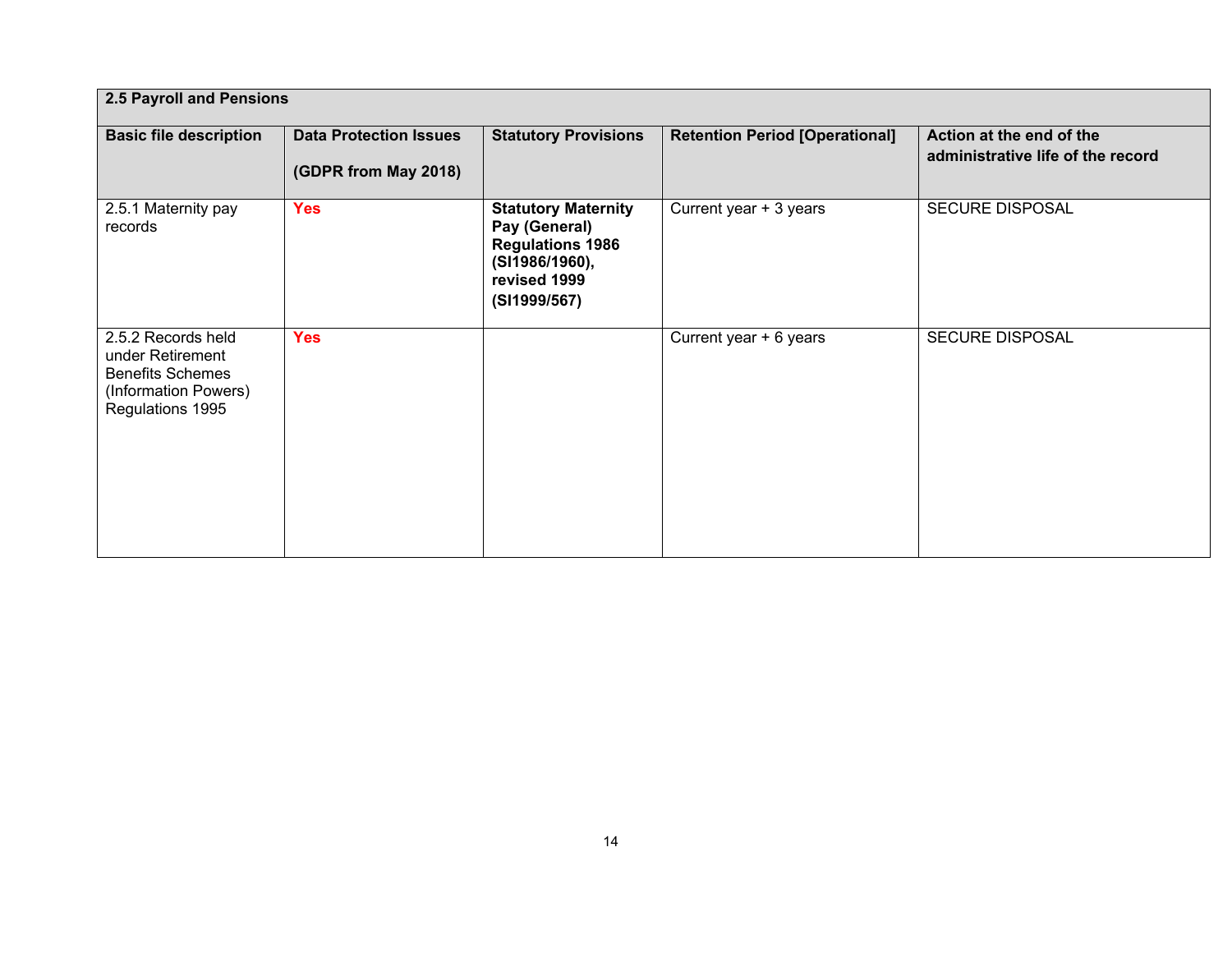| 2.5 Payroll and Pensions | | | | |
|---|---|---|---|---|
| **Basic file description** | **Data Protection Issues (GDPR from May 2018)** | **Statutory Provisions** | **Retention Period [Operational]** | **Action at the end of the administrative life of the record** |
| 2.5.1 Maternity pay records | **Yes** | **Statutory Maternity Pay (General) Regulations 1986 (SI1986/1960), revised 1999 (SI1999/567)** | Current year + 3 years | SECURE DISPOSAL |
| 2.5.2 Records held under Retirement Benefits Schemes (Information Powers) Regulations 1995 | **Yes** | | Current year + 6 years | SECURE DISPOSAL |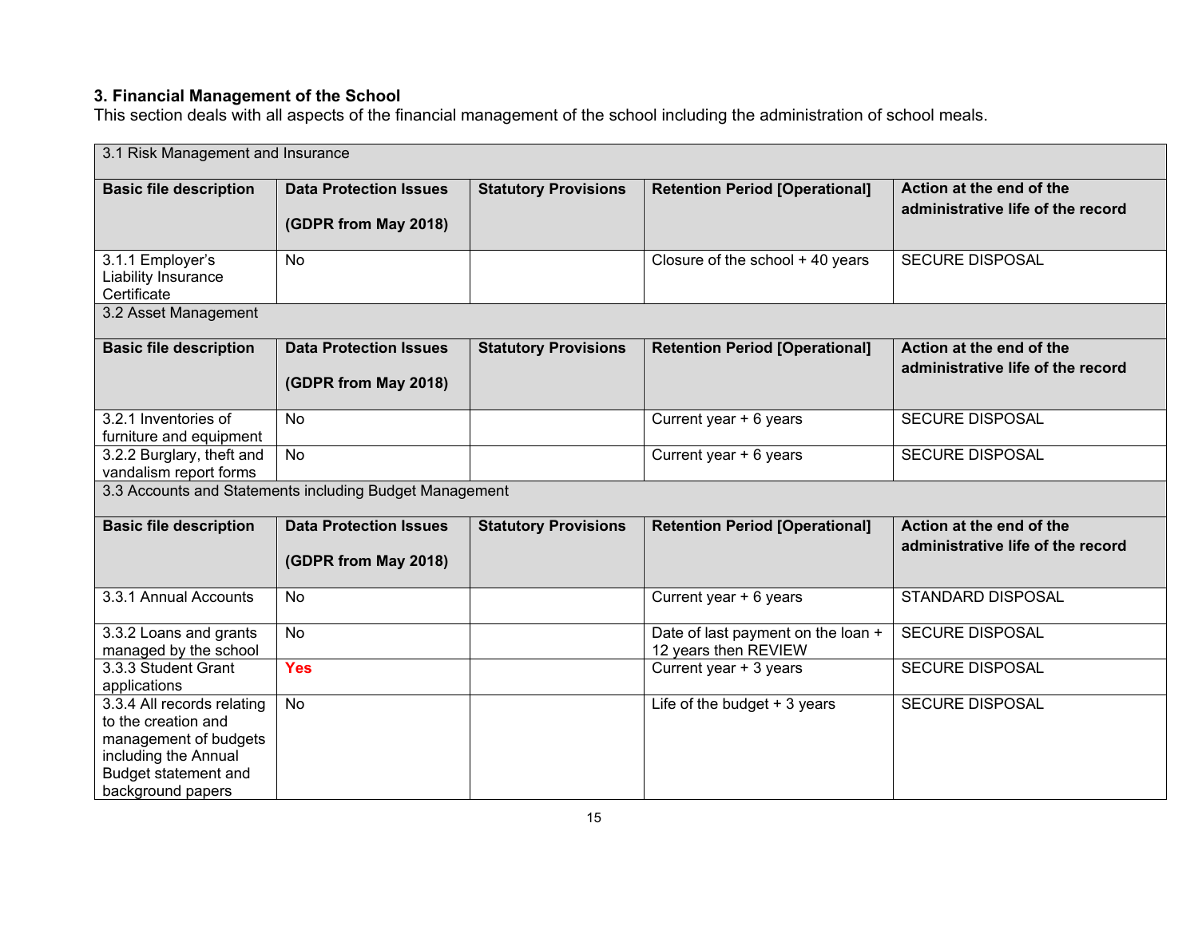### 3. Financial Management of the School

This section deals with all aspects of the financial management of the school including the administration of school meals.

| 3.1 Risk Management and Insurance | | | | |
|---|---|---|---|---|
| **Basic file description** | **Data Protection Issues (GDPR from May 2018)** | **Statutory Provisions** | **Retention Period [Operational]** | **Action at the end of the administrative life of the record** |
| 3.1.1 Employer's Liability Insurance Certificate | No | | Closure of the school + 40 years | SECURE DISPOSAL |
| **3.2 Asset Management** | | | | |
| **Basic file description** | **Data Protection Issues (GDPR from May 2018)** | **Statutory Provisions** | **Retention Period [Operational]** | **Action at the end of the administrative life of the record** |
| 3.2.1 Inventories of furniture and equipment | No | | Current year + 6 years | SECURE DISPOSAL |
| 3.2.2 Burglary, theft and vandalism report forms | No | | Current year + 6 years | SECURE DISPOSAL |
| **3.3 Accounts and Statements including Budget Management** | | | | |
| **Basic file description** | **Data Protection Issues (GDPR from May 2018)** | **Statutory Provisions** | **Retention Period [Operational]** | **Action at the end of the administrative life of the record** |
| 3.3.1 Annual Accounts | No | | Current year + 6 years | STANDARD DISPOSAL |
| 3.3.2 Loans and grants managed by the school | No | | Date of last payment on the loan + 12 years then REVIEW | SECURE DISPOSAL |
| 3.3.3 Student Grant applications | **Yes** | | Current year + 3 years | SECURE DISPOSAL |
| 3.3.4 All records relating to the creation and management of budgets including the Annual Budget statement and background papers | No | | Life of the budget + 3 years | SECURE DISPOSAL |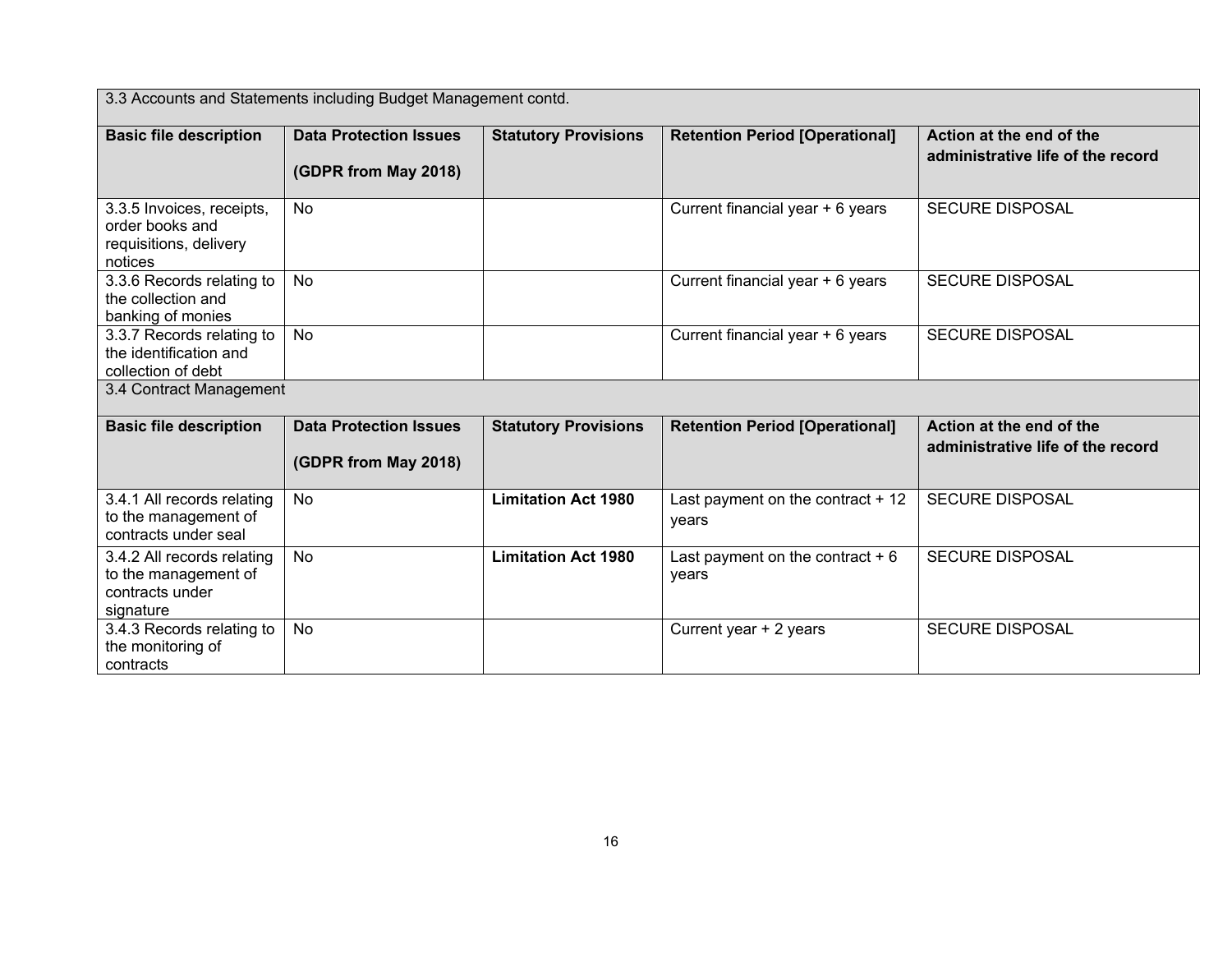| 3.3 Accounts and Statements including Budget Management contd. | | | | |
|---|---|---|---|---|
| **Basic file description** | **Data Protection Issues (GDPR from May 2018)** | **Statutory Provisions** | **Retention Period [Operational]** | **Action at the end of the administrative life of the record** |
| 3.3.5 Invoices, receipts, order books and requisitions, delivery notices | No | | Current financial year + 6 years | SECURE DISPOSAL |
| 3.3.6 Records relating to the collection and banking of monies | No | | Current financial year + 6 years | SECURE DISPOSAL |
| 3.3.7 Records relating to the identification and collection of debt | No | | Current financial year + 6 years | SECURE DISPOSAL |

| 3.4 Contract Management | | | | |
|---|---|---|---|---|
| **Basic file description** | **Data Protection Issues (GDPR from May 2018)** | **Statutory Provisions** | **Retention Period [Operational]** | **Action at the end of the administrative life of the record** |
| 3.4.1 All records relating to the management of contracts under seal | No | **Limitation Act 1980** | Last payment on the contract + 12 years | SECURE DISPOSAL |
| 3.4.2 All records relating to the management of contracts under signature | No | **Limitation Act 1980** | Last payment on the contract + 6 years | SECURE DISPOSAL |
| 3.4.3 Records relating to the monitoring of contracts | No | | Current year + 2 years | SECURE DISPOSAL |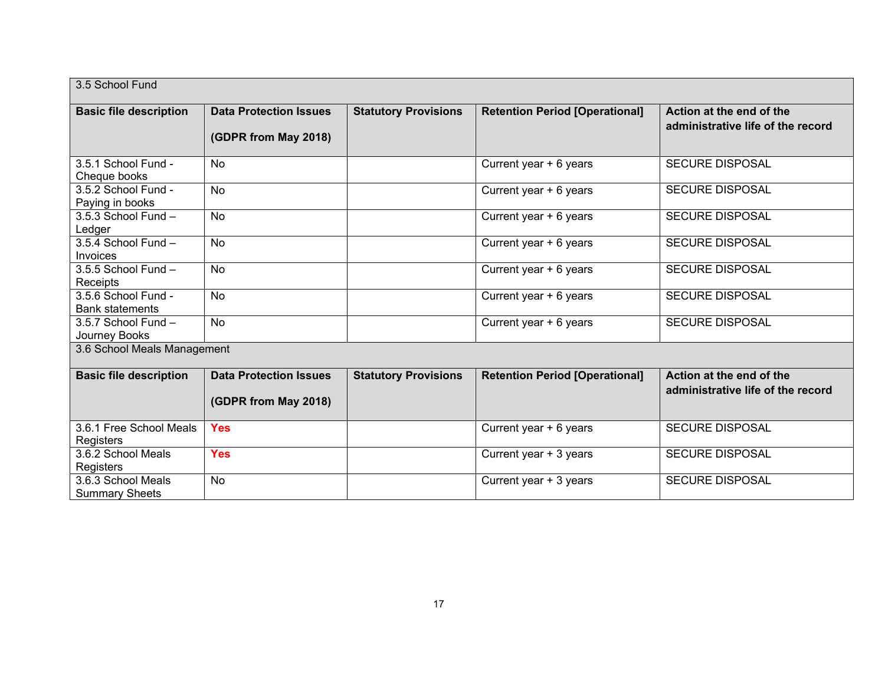| 3.5 School Fund | | | | |
|---|---|---|---|---|
| **Basic file description** | **Data Protection Issues (GDPR from May 2018)** | **Statutory Provisions** | **Retention Period [Operational]** | **Action at the end of the administrative life of the record** |
| 3.5.1 School Fund - Cheque books | No | | Current year + 6 years | SECURE DISPOSAL |
| 3.5.2 School Fund - Paying in books | No | | Current year + 6 years | SECURE DISPOSAL |
| 3.5.3 School Fund – Ledger | No | | Current year + 6 years | SECURE DISPOSAL |
| 3.5.4 School Fund – Invoices | No | | Current year + 6 years | SECURE DISPOSAL |
| 3.5.5 School Fund – Receipts | No | | Current year + 6 years | SECURE DISPOSAL |
| 3.5.6 School Fund - Bank statements | No | | Current year + 6 years | SECURE DISPOSAL |
| 3.5.7 School Fund – Journey Books | No | | Current year + 6 years | SECURE DISPOSAL |
| 3.6 School Meals Management | | | | |
| **Basic file description** | **Data Protection Issues (GDPR from May 2018)** | **Statutory Provisions** | **Retention Period [Operational]** | **Action at the end of the administrative life of the record** |
| 3.6.1 Free School Meals Registers | **Yes** | | Current year + 6 years | SECURE DISPOSAL |
| 3.6.2 School Meals Registers | **Yes** | | Current year + 3 years | SECURE DISPOSAL |
| 3.6.3 School Meals Summary Sheets | No | | Current year + 3 years | SECURE DISPOSAL |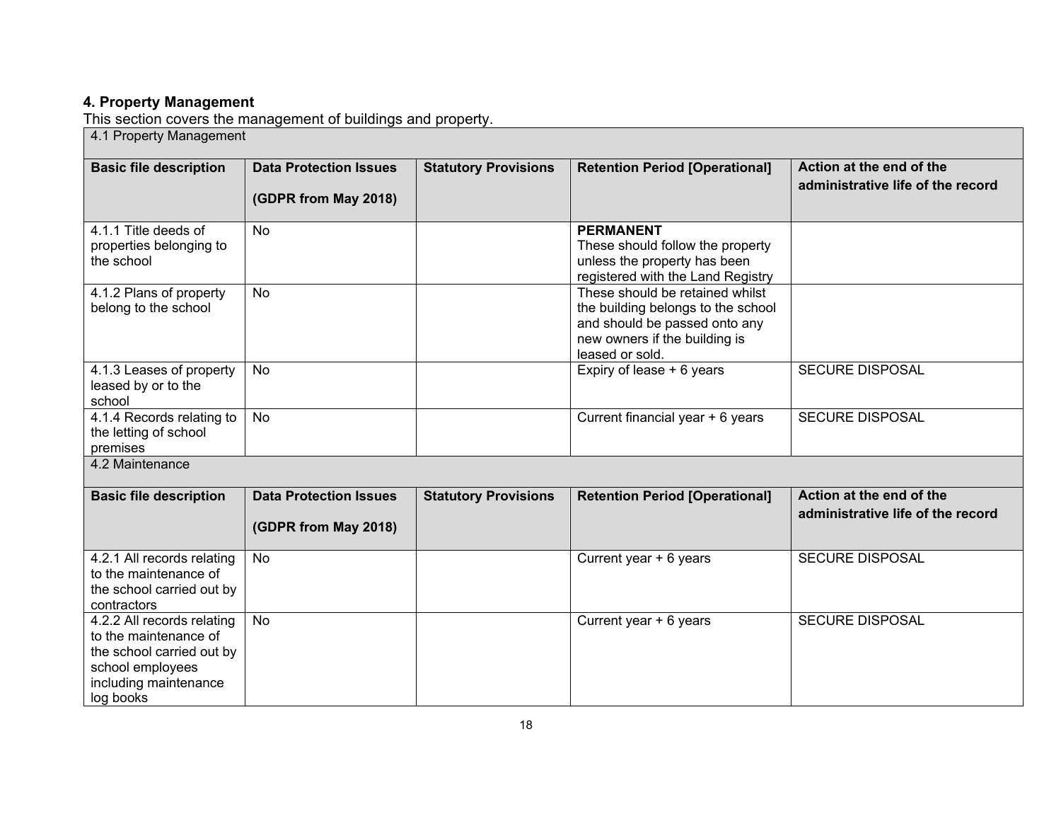## 4. Property Management

This section covers the management of buildings and property.

| 4.1 Property Management | | | | |
|---|---|---|---|---|
| **Basic file description** | **Data Protection Issues (GDPR from May 2018)** | **Statutory Provisions** | **Retention Period [Operational]** | **Action at the end of the administrative life of the record** |
| 4.1.1 Title deeds of properties belonging to the school | No | | **PERMANENT** These should follow the property unless the property has been registered with the Land Registry | |
| 4.1.2 Plans of property belong to the school | No | | These should be retained whilst the building belongs to the school and should be passed onto any new owners if the building is leased or sold. | |
| 4.1.3 Leases of property leased by or to the school | No | | Expiry of lease + 6 years | SECURE DISPOSAL |
| 4.1.4 Records relating to the letting of school premises | No | | Current financial year + 6 years | SECURE DISPOSAL |

| 4.2 Maintenance | | | | |
|---|---|---|---|---|
| **Basic file description** | **Data Protection Issues (GDPR from May 2018)** | **Statutory Provisions** | **Retention Period [Operational]** | **Action at the end of the administrative life of the record** |
| 4.2.1 All records relating to the maintenance of the school carried out by contractors | No | | Current year + 6 years | SECURE DISPOSAL |
| 4.2.2 All records relating to the maintenance of the school carried out by school employees including maintenance log books | No | | Current year + 6 years | SECURE DISPOSAL |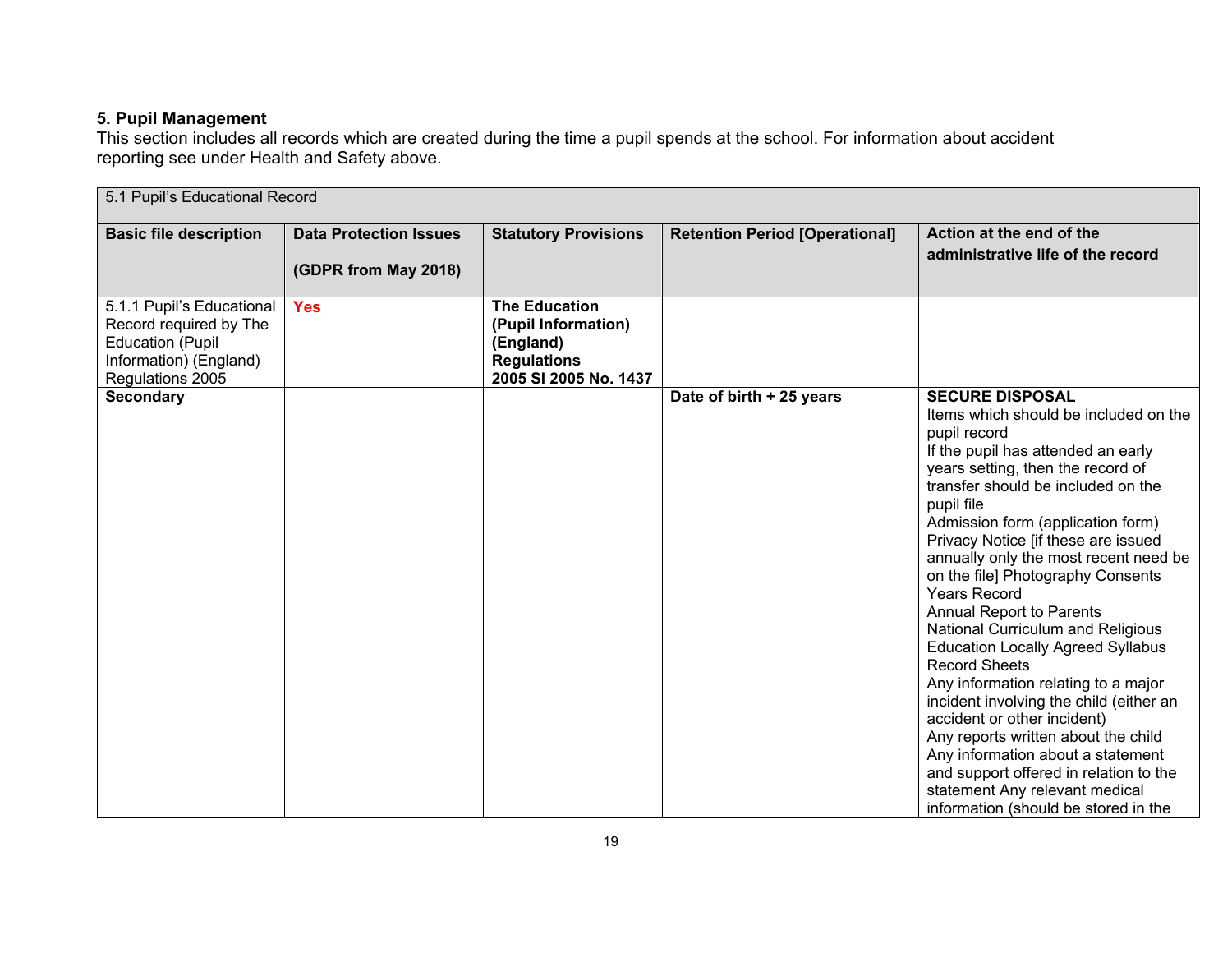## 5. Pupil Management

This section includes all records which are created during the time a pupil spends at the school. For information about accident reporting see under Health and Safety above.

| 5.1 Pupil's Educational Record | | | | |
|---|---|---|---|---|
| **Basic file description** | **Data Protection Issues (GDPR from May 2018)** | **Statutory Provisions** | **Retention Period [Operational]** | **Action at the end of the administrative life of the record** |
| 5.1.1 Pupil's Educational Record required by The Education (Pupil Information) (England) Regulations 2005 | **Yes** | **The Education (Pupil Information) (England) Regulations 2005 SI 2005 No. 1437** | | |
| **Secondary** | | | **Date of birth + 25 years** | **SECURE DISPOSAL**<br>Items which should be included on the pupil record<br>If the pupil has attended an early years setting, then the record of transfer should be included on the pupil file<br>Admission form (application form)<br>Privacy Notice [if these are issued annually only the most recent need be on the file] Photography Consents<br>Years Record<br>Annual Report to Parents<br>National Curriculum and Religious Education Locally Agreed Syllabus Record Sheets<br>Any information relating to a major incident involving the child (either an accident or other incident)<br>Any reports written about the child<br>Any information about a statement and support offered in relation to the statement Any relevant medical information (should be stored in the |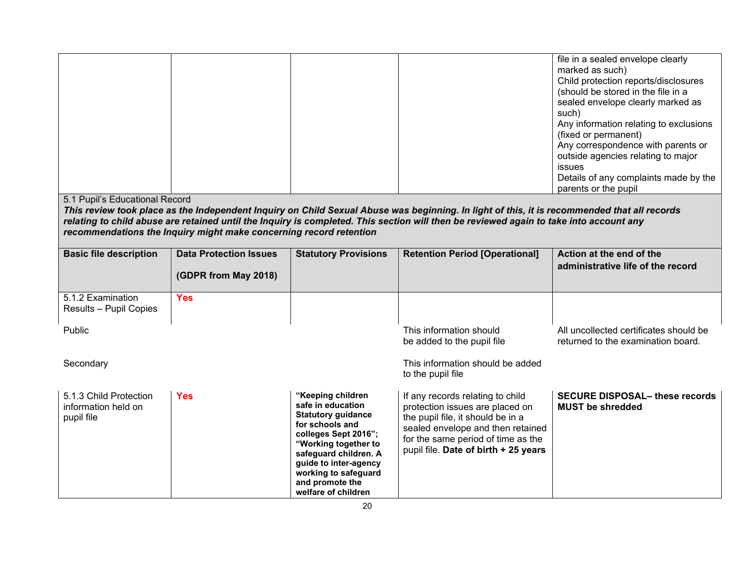| | | | | file in a sealed envelope clearly marked as such)<br>Child protection reports/disclosures (should be stored in the file in a sealed envelope clearly marked as such)<br>Any information relating to exclusions (fixed or permanent)<br>Any correspondence with parents or outside agencies relating to major issues<br>Details of any complaints made by the parents or the pupil |
|---|---|---|---|---|

5.1 Pupil's Educational Record

***This review took place as the Independent Inquiry on Child Sexual Abuse was beginning. In light of this, it is recommended that all records relating to child abuse are retained until the Inquiry is completed. This section will then be reviewed again to take into account any recommendations the Inquiry might make concerning record retention***

| **Basic file description** | **Data Protection Issues**<br><br>**(GDPR from May 2018)** | **Statutory Provisions** | **Retention Period [Operational]** | **Action at the end of the administrative life of the record** |
|---|---|---|---|---|
| 5.1.2 Examination Results – Pupil Copies | **Yes** | | | |
| Public | | | This information should be added to the pupil file | All uncollected certificates should be returned to the examination board. |
| Secondary | | | This information should be added to the pupil file | |
| 5.1.3 Child Protection information held on pupil file | **Yes** | **"Keeping children safe in education Statutory guidance for schools and colleges Sept 2016"; "Working together to safeguard children. A guide to inter-agency working to safeguard and promote the welfare of children** | If any records relating to child protection issues are placed on the pupil file, it should be in a sealed envelope and then retained for the same period of time as the pupil file. **Date of birth + 25 years** | **SECURE DISPOSAL– these records MUST be shredded** |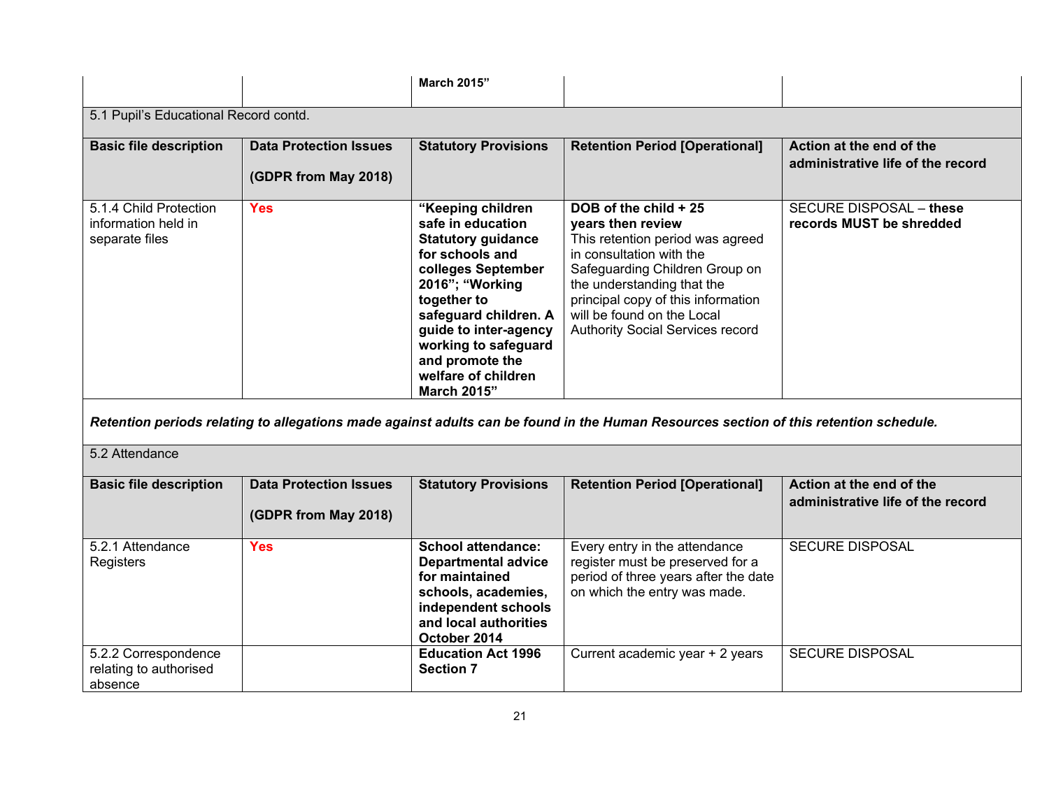| | | **March 2015"** | | |
|---|---|---|---|---|

5.1 Pupil's Educational Record contd.

| Basic file description | Data Protection Issues (GDPR from May 2018) | Statutory Provisions | Retention Period [Operational] | Action at the end of the administrative life of the record |
|---|---|---|---|---|
| 5.1.4 Child Protection information held in separate files | **Yes** | **"Keeping children safe in education Statutory guidance for schools and colleges September 2016"; "Working together to safeguard children. A guide to inter-agency working to safeguard and promote the welfare of children March 2015"** | **DOB of the child + 25 years then review** This retention period was agreed in consultation with the Safeguarding Children Group on the understanding that the principal copy of this information will be found on the Local Authority Social Services record | SECURE DISPOSAL – **these records MUST be shredded** |

***Retention periods relating to allegations made against adults can be found in the Human Resources section of this retention schedule.***

5.2 Attendance

| Basic file description | Data Protection Issues (GDPR from May 2018) | Statutory Provisions | Retention Period [Operational] | Action at the end of the administrative life of the record |
|---|---|---|---|---|
| 5.2.1 Attendance Registers | **Yes** | **School attendance: Departmental advice for maintained schools, academies, independent schools and local authorities October 2014** | Every entry in the attendance register must be preserved for a period of three years after the date on which the entry was made. | SECURE DISPOSAL |
| 5.2.2 Correspondence relating to authorised absence | | **Education Act 1996 Section 7** | Current academic year + 2 years | SECURE DISPOSAL |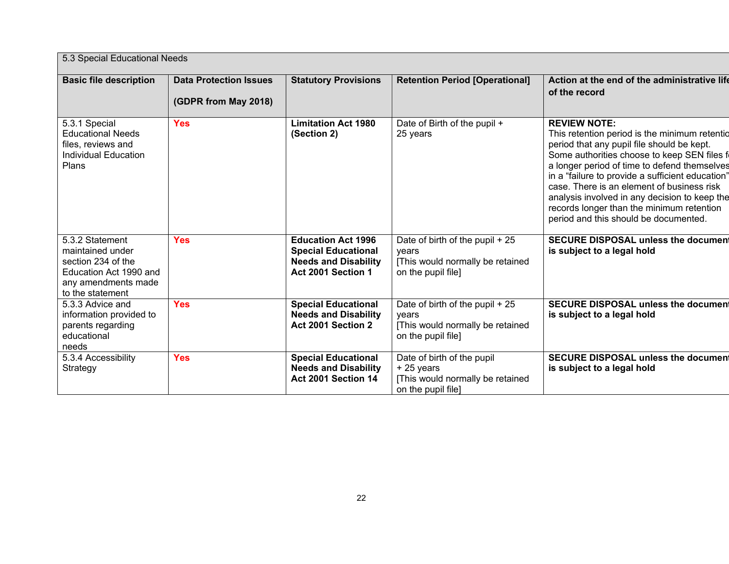| 5.3 Special Educational Needs | | | | |
|---|---|---|---|---|
| **Basic file description** | **Data Protection Issues (GDPR from May 2018)** | **Statutory Provisions** | **Retention Period [Operational]** | **Action at the end of the administrative life of the record** |
| 5.3.1 Special Educational Needs files, reviews and Individual Education Plans | Yes | **Limitation Act 1980 (Section 2)** | Date of Birth of the pupil + 25 years | **REVIEW NOTE:** This retention period is the minimum retention period that any pupil file should be kept. Some authorities choose to keep SEN files for a longer period of time to defend themselves in a "failure to provide a sufficient education" case. There is an element of business risk analysis involved in any decision to keep the records longer than the minimum retention period and this should be documented. |
| 5.3.2 Statement maintained under section 234 of the Education Act 1990 and any amendments made to the statement | Yes | **Education Act 1996 Special Educational Needs and Disability Act 2001 Section 1** | Date of birth of the pupil + 25 years [This would normally be retained on the pupil file] | **SECURE DISPOSAL unless the document is subject to a legal hold** |
| 5.3.3 Advice and information provided to parents regarding educational needs | Yes | **Special Educational Needs and Disability Act 2001 Section 2** | Date of birth of the pupil + 25 years [This would normally be retained on the pupil file] | **SECURE DISPOSAL unless the document is subject to a legal hold** |
| 5.3.4 Accessibility Strategy | Yes | **Special Educational Needs and Disability Act 2001 Section 14** | Date of birth of the pupil + 25 years [This would normally be retained on the pupil file] | **SECURE DISPOSAL unless the document is subject to a legal hold** |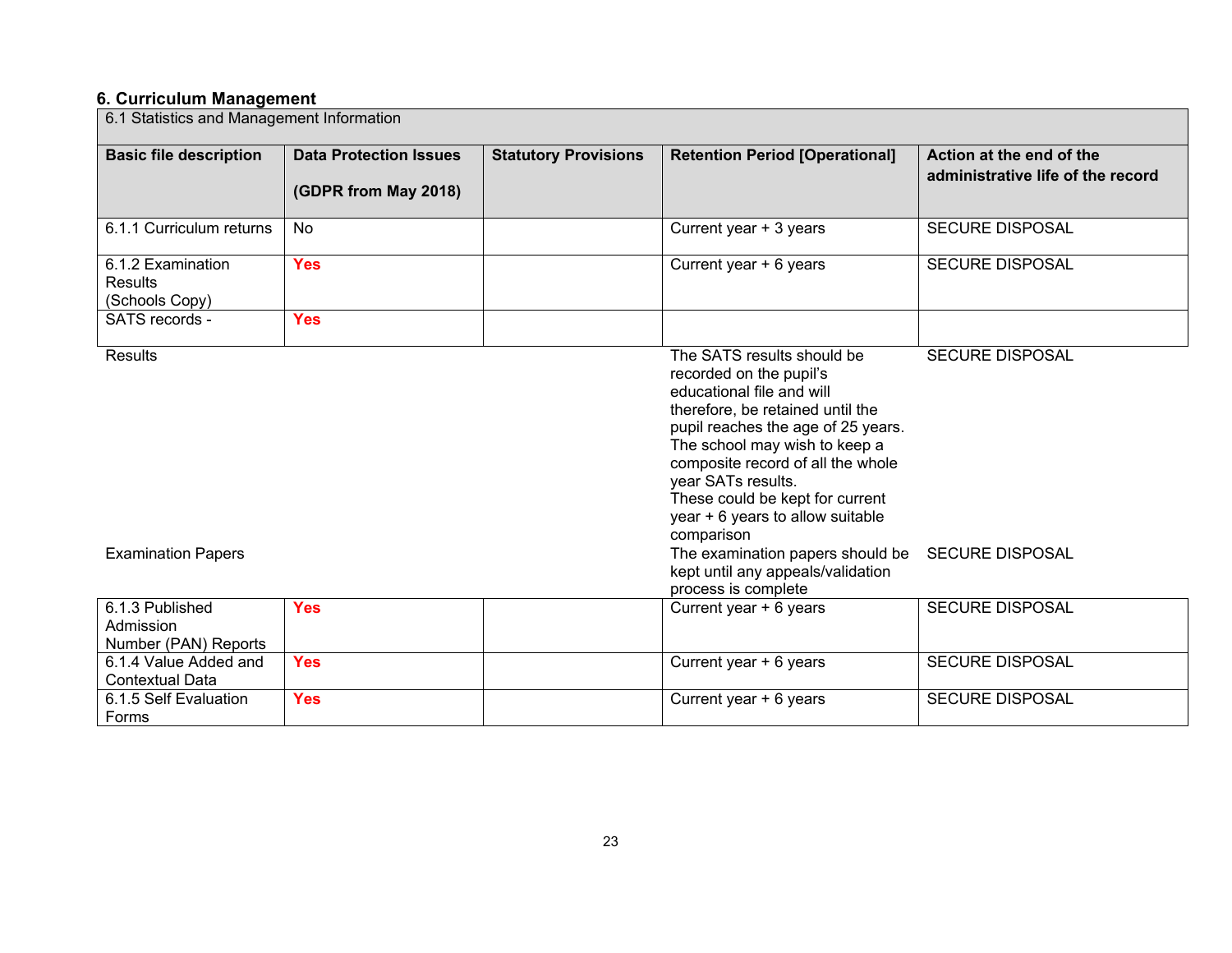## 6. Curriculum Management

| 6.1 Statistics and Management Information | | | | |
|---|---|---|---|---|
| **Basic file description** | **Data Protection Issues (GDPR from May 2018)** | **Statutory Provisions** | **Retention Period [Operational]** | **Action at the end of the administrative life of the record** |
| 6.1.1 Curriculum returns | No | | Current year + 3 years | SECURE DISPOSAL |
| 6.1.2 Examination Results (Schools Copy) | **Yes** | | Current year + 6 years | SECURE DISPOSAL |
| SATS records - | **Yes** | | | |
| Results | | | The SATS results should be recorded on the pupil's educational file and will therefore, be retained until the pupil reaches the age of 25 years. The school may wish to keep a composite record of all the whole year SATs results. These could be kept for current year + 6 years to allow suitable comparison | SECURE DISPOSAL |
| Examination Papers | | | The examination papers should be kept until any appeals/validation process is complete | SECURE DISPOSAL |
| 6.1.3 Published Admission Number (PAN) Reports | **Yes** | | Current year + 6 years | SECURE DISPOSAL |
| 6.1.4 Value Added and Contextual Data | **Yes** | | Current year + 6 years | SECURE DISPOSAL |
| 6.1.5 Self Evaluation Forms | **Yes** | | Current year + 6 years | SECURE DISPOSAL |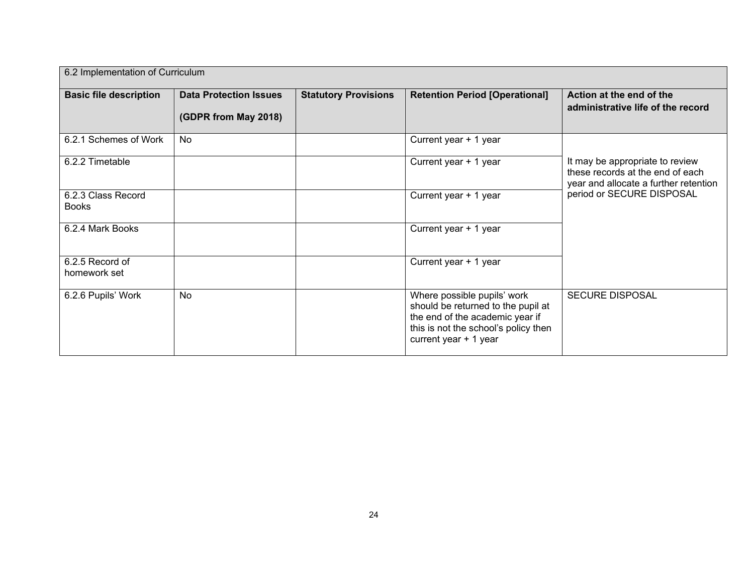| 6.2 Implementation of Curriculum | | | | |
|---|---|---|---|---|
| **Basic file description** | **Data Protection Issues (GDPR from May 2018)** | **Statutory Provisions** | **Retention Period [Operational]** | **Action at the end of the administrative life of the record** |
| 6.2.1 Schemes of Work | No | | Current year + 1 year | It may be appropriate to review these records at the end of each year and allocate a further retention period or SECURE DISPOSAL |
| 6.2.2 Timetable | | | Current year + 1 year | |
| 6.2.3 Class Record Books | | | Current year + 1 year | |
| 6.2.4 Mark Books | | | Current year + 1 year | |
| 6.2.5 Record of homework set | | | Current year + 1 year | |
| 6.2.6 Pupils' Work | No | | Where possible pupils' work should be returned to the pupil at the end of the academic year if this is not the school's policy then current year + 1 year | SECURE DISPOSAL |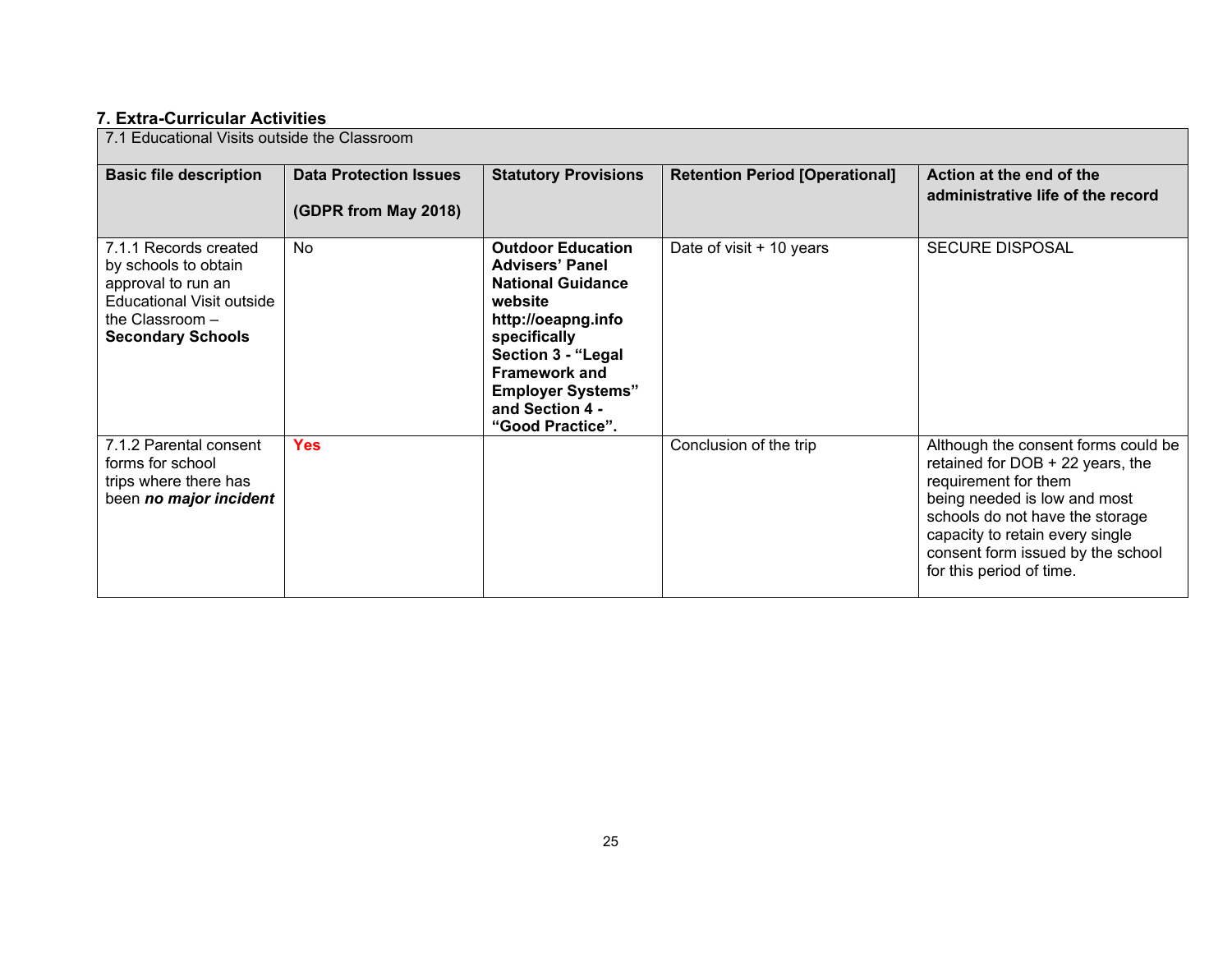## 7. Extra-Curricular Activities

| 7.1 Educational Visits outside the Classroom | | | | |
|---|---|---|---|---|
| **Basic file description** | **Data Protection Issues (GDPR from May 2018)** | **Statutory Provisions** | **Retention Period [Operational]** | **Action at the end of the administrative life of the record** |
| 7.1.1 Records created by schools to obtain approval to run an Educational Visit outside the Classroom – **Secondary Schools** | No | **Outdoor Education Advisers' Panel National Guidance website http://oeapng.info specifically Section 3 - "Legal Framework and Employer Systems" and Section 4 - "Good Practice".** | Date of visit + 10 years | SECURE DISPOSAL |
| 7.1.2 Parental consent forms for school trips where there has been ***no major incident*** | **Yes** | | Conclusion of the trip | Although the consent forms could be retained for DOB + 22 years, the requirement for them being needed is low and most schools do not have the storage capacity to retain every single consent form issued by the school for this period of time. |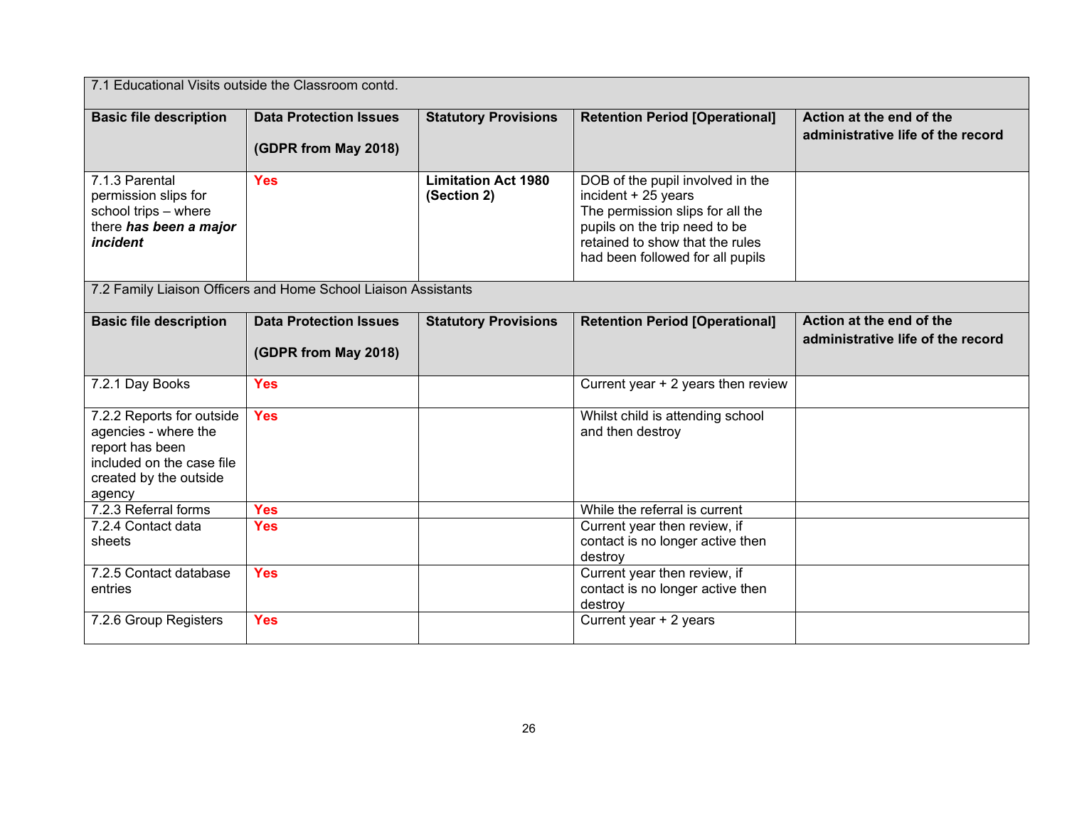| 7.1 Educational Visits outside the Classroom contd. | | | | |
|---|---|---|---|---|
| **Basic file description** | **Data Protection Issues (GDPR from May 2018)** | **Statutory Provisions** | **Retention Period [Operational]** | **Action at the end of the administrative life of the record** |
| 7.1.3 Parental permission slips for school trips – where there ***has been a major incident*** | **Yes** | **Limitation Act 1980 (Section 2)** | DOB of the pupil involved in the incident + 25 years The permission slips for all the pupils on the trip need to be retained to show that the rules had been followed for all pupils | |

| 7.2 Family Liaison Officers and Home School Liaison Assistants | | | | |
|---|---|---|---|---|
| **Basic file description** | **Data Protection Issues (GDPR from May 2018)** | **Statutory Provisions** | **Retention Period [Operational]** | **Action at the end of the administrative life of the record** |
| 7.2.1 Day Books | **Yes** | | Current year + 2 years then review | |
| 7.2.2 Reports for outside agencies - where the report has been included on the case file created by the outside agency | **Yes** | | Whilst child is attending school and then destroy | |
| 7.2.3 Referral forms | **Yes** | | While the referral is current | |
| 7.2.4 Contact data sheets | **Yes** | | Current year then review, if contact is no longer active then destroy | |
| 7.2.5 Contact database entries | **Yes** | | Current year then review, if contact is no longer active then destroy | |
| 7.2.6 Group Registers | **Yes** | | Current year + 2 years | |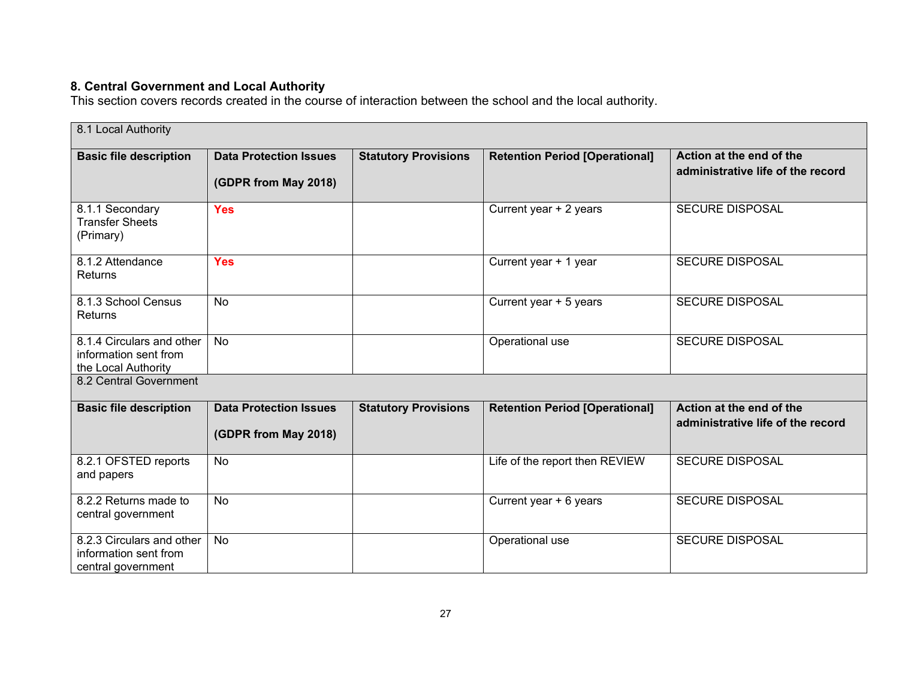## 8. Central Government and Local Authority

This section covers records created in the course of interaction between the school and the local authority.

| 8.1 Local Authority | | | | |
|---|---|---|---|---|
| **Basic file description** | **Data Protection Issues (GDPR from May 2018)** | **Statutory Provisions** | **Retention Period [Operational]** | **Action at the end of the administrative life of the record** |
| 8.1.1 Secondary Transfer Sheets (Primary) | **Yes** | | Current year + 2 years | SECURE DISPOSAL |
| 8.1.2 Attendance Returns | **Yes** | | Current year + 1 year | SECURE DISPOSAL |
| 8.1.3 School Census Returns | No | | Current year + 5 years | SECURE DISPOSAL |
| 8.1.4 Circulars and other information sent from the Local Authority | No | | Operational use | SECURE DISPOSAL |

| 8.2 Central Government | | | | |
|---|---|---|---|---|
| **Basic file description** | **Data Protection Issues (GDPR from May 2018)** | **Statutory Provisions** | **Retention Period [Operational]** | **Action at the end of the administrative life of the record** |
| 8.2.1 OFSTED reports and papers | No | | Life of the report then REVIEW | SECURE DISPOSAL |
| 8.2.2 Returns made to central government | No | | Current year + 6 years | SECURE DISPOSAL |
| 8.2.3 Circulars and other information sent from central government | No | | Operational use | SECURE DISPOSAL |